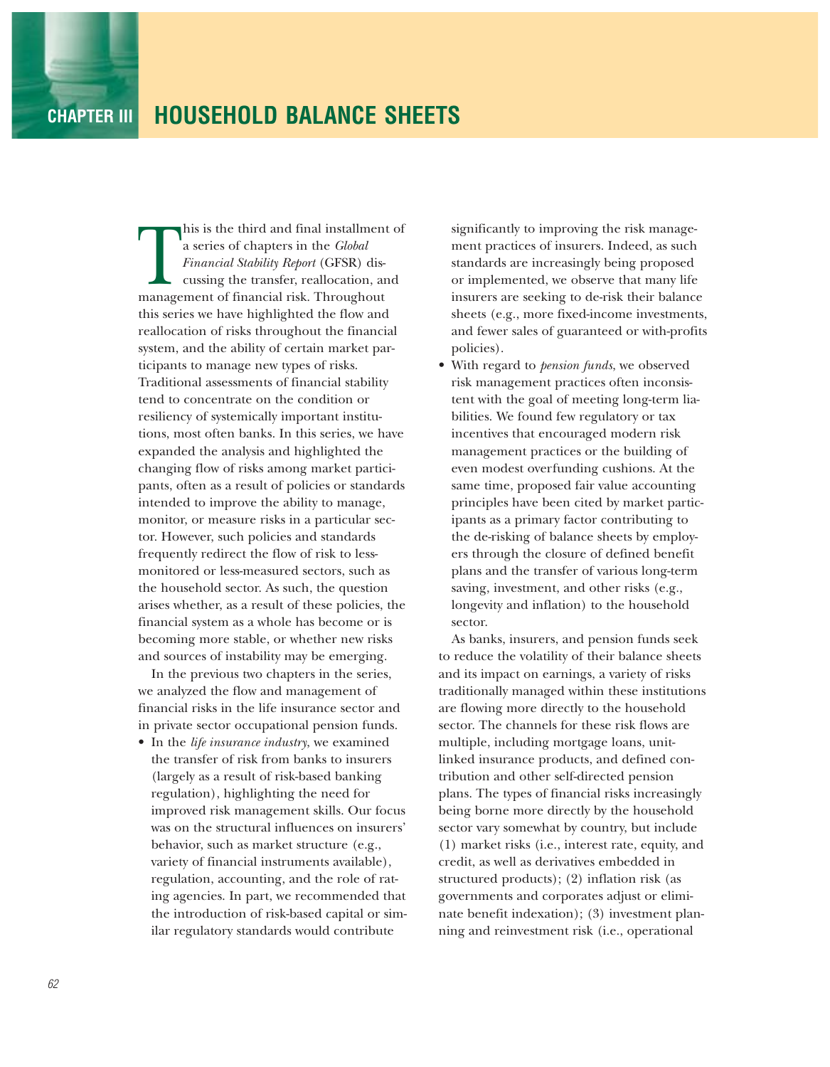# CHAPTER III HOUSEHOLD BALANCE SHEETS

This is the third and final installment of a series of chapters in the *Global Financial Stability Report* (GFSR) discussing the transfer, reallocation, and management of financial risk. Throughout this series we have highlighted the flow and reallocation of risks throughout the financial system, and the ability of certain market participants to manage new types of risks. Traditional assessments of financial stability tend to concentrate on the condition or resiliency of systemically important institutions, most often banks. In this series, we have expanded the analysis and highlighted the changing flow of risks among market participants, often as a result of policies or standards intended to improve the ability to manage, monitor, or measure risks in a particular sector. However, such policies and standards frequently redirect the flow of risk to less-monitored or less-measured sectors, such as the household sector. As such, the question arises whether, as a result of these policies, the financial system as a whole has become or is becoming more stable, or whether new risks and sources of instability may be emerging.

In the previous two chapters in the series, we analyzed the flow and management of financial risks in the life insurance sector and in private sector occupational pension funds.

- In the *life insurance industry*, we examined the transfer of risk from banks to insurers (largely as a result of risk-based banking regulation), highlighting the need for improved risk management skills. Our focus was on the structural influences on insurers' behavior, such as market structure (e.g., variety of financial instruments available), regulation, accounting, and the role of rating agencies. In part, we recommended that the introduction of risk-based capital or similar regulatory standards would contribute significantly to improving the risk management practices of insurers. Indeed, as such standards are increasingly being proposed or implemented, we observe that many life insurers are seeking to de-risk their balance sheets (e.g., more fixed-income investments, and fewer sales of guaranteed or with-profits policies).
- With regard to *pension funds*, we observed risk management practices often inconsistent with the goal of meeting long-term liabilities. We found few regulatory or tax incentives that encouraged modern risk management practices or the building of even modest overfunding cushions. At the same time, proposed fair value accounting principles have been cited by market participants as a primary factor contributing to the de-risking of balance sheets by employers through the closure of defined benefit plans and the transfer of various long-term saving, investment, and other risks (e.g., longevity and inflation) to the household sector.

As banks, insurers, and pension funds seek to reduce the volatility of their balance sheets and its impact on earnings, a variety of risks traditionally managed within these institutions are flowing more directly to the household sector. The channels for these risk flows are multiple, including mortgage loans, unit-linked insurance products, and defined contribution and other self-directed pension plans. The types of financial risks increasingly being borne more directly by the household sector vary somewhat by country, but include (1) market risks (i.e., interest rate, equity, and credit, as well as derivatives embedded in structured products); (2) inflation risk (as governments and corporates adjust or eliminate benefit indexation); (3) investment planning and reinvestment risk (i.e., operational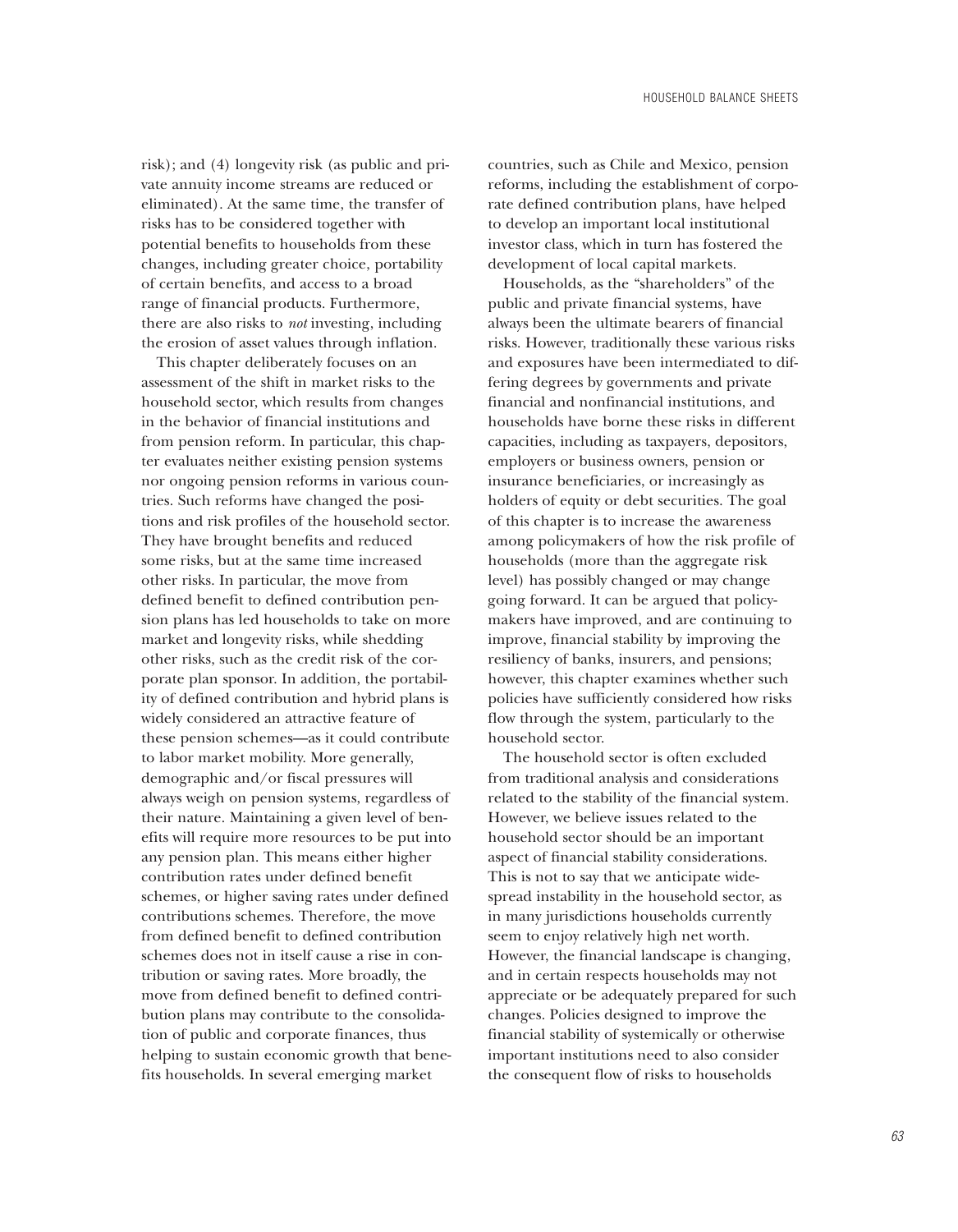risk); and (4) longevity risk (as public and private annuity income streams are reduced or eliminated). At the same time, the transfer of risks has to be considered together with potential benefits to households from these changes, including greater choice, portability of certain benefits, and access to a broad range of financial products. Furthermore, there are also risks to *not* investing, including the erosion of asset values through inflation.

This chapter deliberately focuses on an assessment of the shift in market risks to the household sector, which results from changes in the behavior of financial institutions and from pension reform. In particular, this chapter evaluates neither existing pension systems nor ongoing pension reforms in various countries. Such reforms have changed the positions and risk profiles of the household sector. They have brought benefits and reduced some risks, but at the same time increased other risks. In particular, the move from defined benefit to defined contribution pension plans has led households to take on more market and longevity risks, while shedding other risks, such as the credit risk of the corporate plan sponsor. In addition, the portability of defined contribution and hybrid plans is widely considered an attractive feature of these pension schemes—as it could contribute to labor market mobility. More generally, demographic and/or fiscal pressures will always weigh on pension systems, regardless of their nature. Maintaining a given level of benefits will require more resources to be put into any pension plan. This means either higher contribution rates under defined benefit schemes, or higher saving rates under defined contributions schemes. Therefore, the move from defined benefit to defined contribution schemes does not in itself cause a rise in contribution or saving rates. More broadly, the move from defined benefit to defined contribution plans may contribute to the consolidation of public and corporate finances, thus helping to sustain economic growth that benefits households. In several emerging market countries, such as Chile and Mexico, pension reforms, including the establishment of corporate defined contribution plans, have helped to develop an important local institutional investor class, which in turn has fostered the development of local capital markets.

Households, as the "shareholders" of the public and private financial systems, have always been the ultimate bearers of financial risks. However, traditionally these various risks and exposures have been intermediated to differing degrees by governments and private financial and nonfinancial institutions, and households have borne these risks in different capacities, including as taxpayers, depositors, employers or business owners, pension or insurance beneficiaries, or increasingly as holders of equity or debt securities. The goal of this chapter is to increase the awareness among policymakers of how the risk profile of households (more than the aggregate risk level) has possibly changed or may change going forward. It can be argued that policymakers have improved, and are continuing to improve, financial stability by improving the resiliency of banks, insurers, and pensions; however, this chapter examines whether such policies have sufficiently considered how risks flow through the system, particularly to the household sector.

The household sector is often excluded from traditional analysis and considerations related to the stability of the financial system. However, we believe issues related to the household sector should be an important aspect of financial stability considerations. This is not to say that we anticipate widespread instability in the household sector, as in many jurisdictions households currently seem to enjoy relatively high net worth. However, the financial landscape is changing, and in certain respects households may not appreciate or be adequately prepared for such changes. Policies designed to improve the financial stability of systemically or otherwise important institutions need to also consider the consequent flow of risks to households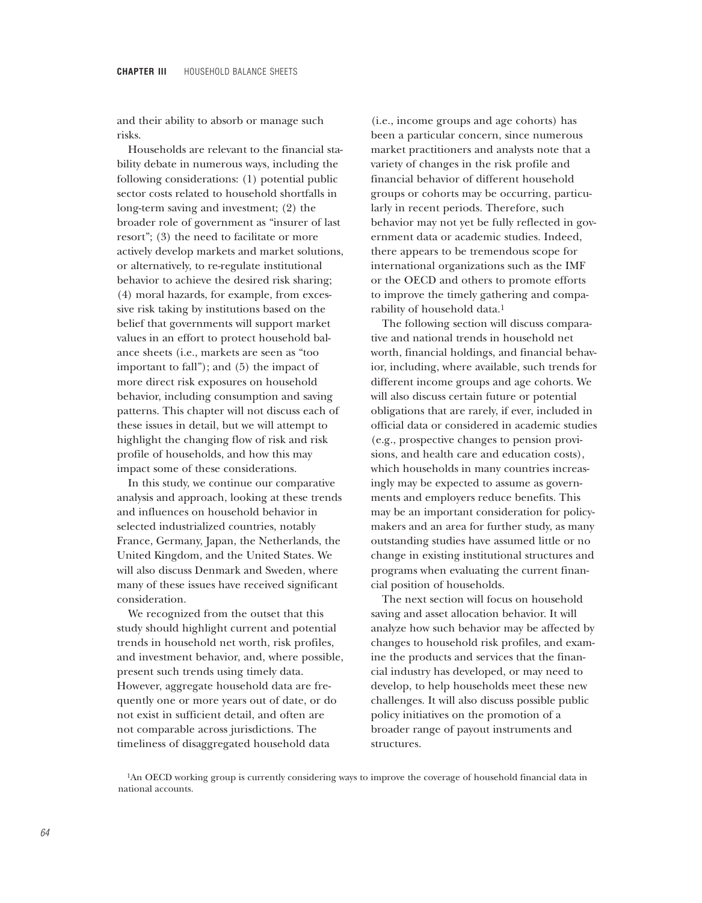and their ability to absorb or manage such risks.

Households are relevant to the financial stability debate in numerous ways, including the following considerations: (1) potential public sector costs related to household shortfalls in long-term saving and investment; (2) the broader role of government as "insurer of last resort"; (3) the need to facilitate or more actively develop markets and market solutions, or alternatively, to re-regulate institutional behavior to achieve the desired risk sharing; (4) moral hazards, for example, from excessive risk taking by institutions based on the belief that governments will support market values in an effort to protect household balance sheets (i.e., markets are seen as "too important to fall"); and (5) the impact of more direct risk exposures on household behavior, including consumption and saving patterns. This chapter will not discuss each of these issues in detail, but we will attempt to highlight the changing flow of risk and risk profile of households, and how this may impact some of these considerations.

In this study, we continue our comparative analysis and approach, looking at these trends and influences on household behavior in selected industrialized countries, notably France, Germany, Japan, the Netherlands, the United Kingdom, and the United States. We will also discuss Denmark and Sweden, where many of these issues have received significant consideration.

We recognized from the outset that this study should highlight current and potential trends in household net worth, risk profiles, and investment behavior, and, where possible, present such trends using timely data. However, aggregate household data are frequently one or more years out of date, or do not exist in sufficient detail, and often are not comparable across jurisdictions. The timeliness of disaggregated household data (i.e., income groups and age cohorts) has been a particular concern, since numerous market practitioners and analysts note that a variety of changes in the risk profile and financial behavior of different household groups or cohorts may be occurring, particularly in recent periods. Therefore, such behavior may not yet be fully reflected in government data or academic studies. Indeed, there appears to be tremendous scope for international organizations such as the IMF or the OECD and others to promote efforts to improve the timely gathering and comparability of household data.[1]

The following section will discuss comparative and national trends in household net worth, financial holdings, and financial behavior, including, where available, such trends for different income groups and age cohorts. We will also discuss certain future or potential obligations that are rarely, if ever, included in official data or considered in academic studies (e.g., prospective changes to pension provisions, and health care and education costs), which households in many countries increasingly may be expected to assume as governments and employers reduce benefits. This may be an important consideration for policymakers and an area for further study, as many outstanding studies have assumed little or no change in existing institutional structures and programs when evaluating the current financial position of households.

The next section will focus on household saving and asset allocation behavior. It will analyze how such behavior may be affected by changes to household risk profiles, and examine the products and services that the financial industry has developed, or may need to develop, to help households meet these new challenges. It will also discuss possible public policy initiatives on the promotion of a broader range of payout instruments and structures.

[1]An OECD working group is currently considering ways to improve the coverage of household financial data in national accounts.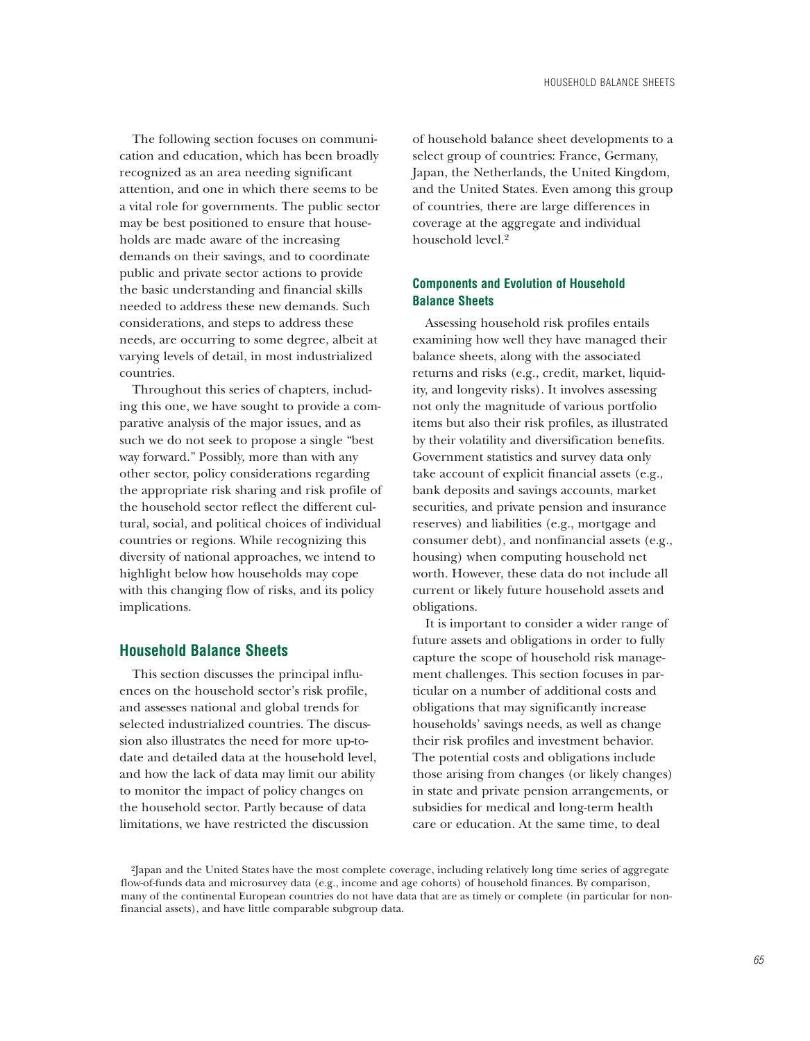The following section focuses on communication and education, which has been broadly recognized as an area needing significant attention, and one in which there seems to be a vital role for governments. The public sector may be best positioned to ensure that households are made aware of the increasing demands on their savings, and to coordinate public and private sector actions to provide the basic understanding and financial skills needed to address these new demands. Such considerations, and steps to address these needs, are occurring to some degree, albeit at varying levels of detail, in most industrialized countries.

Throughout this series of chapters, including this one, we have sought to provide a comparative analysis of the major issues, and as such we do not seek to propose a single "best way forward." Possibly, more than with any other sector, policy considerations regarding the appropriate risk sharing and risk profile of the household sector reflect the different cultural, social, and political choices of individual countries or regions. While recognizing this diversity of national approaches, we intend to highlight below how households may cope with this changing flow of risks, and its policy implications.

## Household Balance Sheets

This section discusses the principal influences on the household sector's risk profile, and assesses national and global trends for selected industrialized countries. The discussion also illustrates the need for more up-to-date and detailed data at the household level, and how the lack of data may limit our ability to monitor the impact of policy changes on the household sector. Partly because of data limitations, we have restricted the discussion of household balance sheet developments to a select group of countries: France, Germany, Japan, the Netherlands, the United Kingdom, and the United States. Even among this group of countries, there are large differences in coverage at the aggregate and individual household level.[2]

### Components and Evolution of Household Balance Sheets

Assessing household risk profiles entails examining how well they have managed their balance sheets, along with the associated returns and risks (e.g., credit, market, liquidity, and longevity risks). It involves assessing not only the magnitude of various portfolio items but also their risk profiles, as illustrated by their volatility and diversification benefits. Government statistics and survey data only take account of explicit financial assets (e.g., bank deposits and savings accounts, market securities, and private pension and insurance reserves) and liabilities (e.g., mortgage and consumer debt), and nonfinancial assets (e.g., housing) when computing household net worth. However, these data do not include all current or likely future household assets and obligations.

It is important to consider a wider range of future assets and obligations in order to fully capture the scope of household risk management challenges. This section focuses in particular on a number of additional costs and obligations that may significantly increase households' savings needs, as well as change their risk profiles and investment behavior. The potential costs and obligations include those arising from changes (or likely changes) in state and private pension arrangements, or subsidies for medical and long-term health care or education. At the same time, to deal

[2]Japan and the United States have the most complete coverage, including relatively long time series of aggregate flow-of-funds data and microsurvey data (e.g., income and age cohorts) of household finances. By comparison, many of the continental European countries do not have data that are as timely or complete (in particular for nonfinancial assets), and have little comparable subgroup data.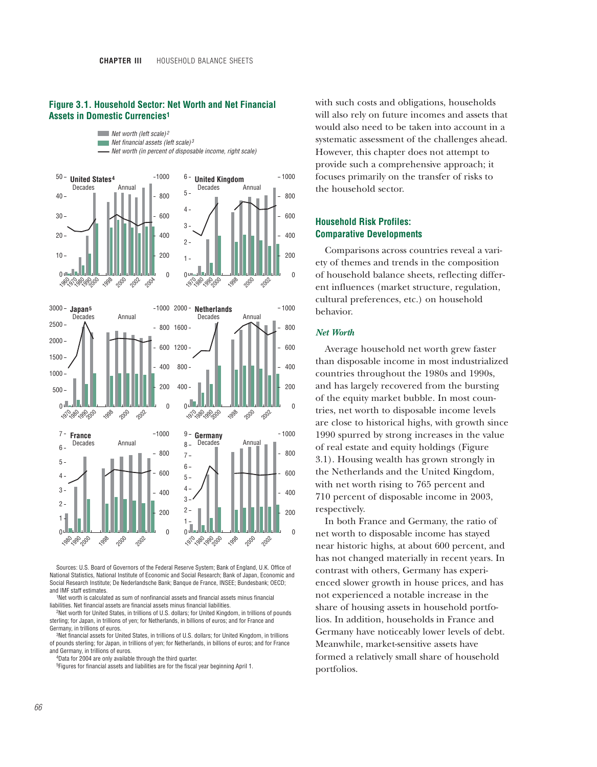## Figure 3.1. Household Sector: Net Worth and Net Financial Assets in Domestic Currencies[1]

Sources: U.S. Board of Governors of the Federal Reserve System; Bank of England, U.K. Office of National Statistics, National Institute of Economic and Social Research; Bank of Japan, Economic and Social Research Institute; De Nederlandsche Bank; Banque de France, INSEE; Bundesbank; OECD; and IMF staff estimates.

[1]Net worth is calculated as sum of nonfinancial assets and financial assets minus financial liabilities. Net financial assets are financial assets minus financial liabilities.

[2]Net worth for United States, in trillions of U.S. dollars; for United Kingdom, in trillions of pounds sterling; for Japan, in trillions of yen; for Netherlands, in billions of euros; and for France and Germany, in trillions of euros.

[3]Net financial assets for United States, in trillions of U.S. dollars; for United Kingdom, in trillions of pounds sterling; for Japan, in trillions of yen; for Netherlands, in billions of euros; and for France and Germany, in trillions of euros.

[4]Data for 2004 are only available through the third quarter.

[5]Figures for financial assets and liabilities are for the fiscal year beginning April 1.

with such costs and obligations, households will also rely on future incomes and assets that would also need to be taken into account in a systematic assessment of the challenges ahead. However, this chapter does not attempt to provide such a comprehensive approach; it focuses primarily on the transfer of risks to the household sector.

## Household Risk Profiles: Comparative Developments

Comparisons across countries reveal a variety of themes and trends in the composition of household balance sheets, reflecting different influences (market structure, regulation, cultural preferences, etc.) on household behavior.

### *Net Worth*

Average household net worth grew faster than disposable income in most industrialized countries throughout the 1980s and 1990s, and has largely recovered from the bursting of the equity market bubble. In most countries, net worth to disposable income levels are close to historical highs, with growth since 1990 spurred by strong increases in the value of real estate and equity holdings (Figure 3.1). Housing wealth has grown strongly in the Netherlands and the United Kingdom, with net worth rising to 765 percent and 710 percent of disposable income in 2003, respectively.

In both France and Germany, the ratio of net worth to disposable income has stayed near historic highs, at about 600 percent, and has not changed materially in recent years. In contrast with others, Germany has experienced slower growth in house prices, and has not experienced a notable increase in the share of housing assets in household portfolios. In addition, households in France and Germany have noticeably lower levels of debt. Meanwhile, market-sensitive assets have formed a relatively small share of household portfolios.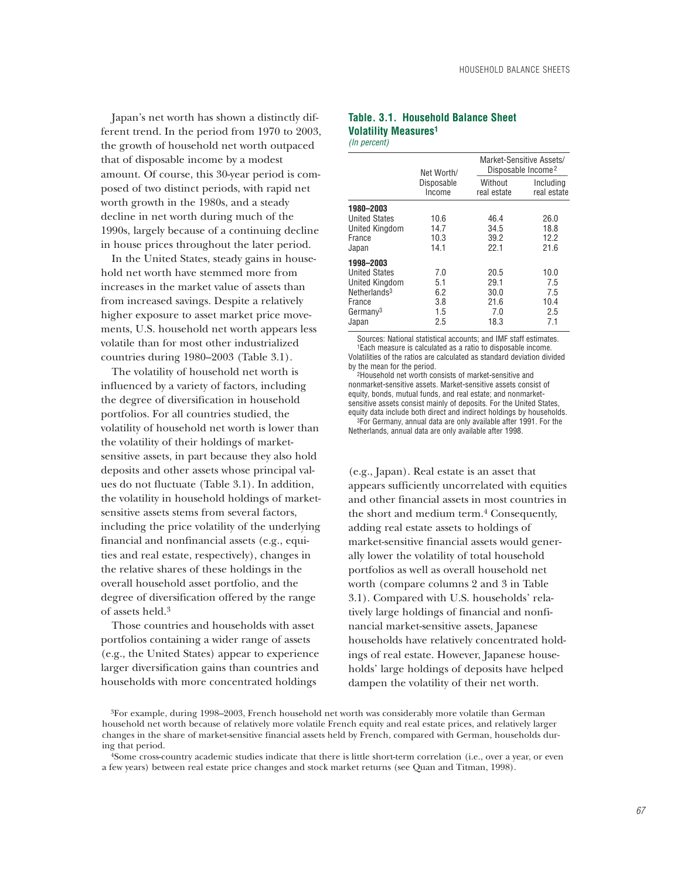Japan's net worth has shown a distinctly different trend. In the period from 1970 to 2003, the growth of household net worth outpaced that of disposable income by a modest amount. Of course, this 30-year period is composed of two distinct periods, with rapid net worth growth in the 1980s, and a steady decline in net worth during much of the 1990s, largely because of a continuing decline in house prices throughout the later period.

In the United States, steady gains in household net worth have stemmed more from increases in the market value of assets than from increased savings. Despite a relatively higher exposure to asset market price movements, U.S. household net worth appears less volatile than for most other industrialized countries during 1980–2003 (Table 3.1).

The volatility of household net worth is influenced by a variety of factors, including the degree of diversification in household portfolios. For all countries studied, the volatility of household net worth is lower than the volatility of their holdings of market-sensitive assets, in part because they also hold deposits and other assets whose principal values do not fluctuate (Table 3.1). In addition, the volatility in household holdings of market-sensitive assets stems from several factors, including the price volatility of the underlying financial and nonfinancial assets (e.g., equities and real estate, respectively), changes in the relative shares of these holdings in the overall household asset portfolio, and the degree of diversification offered by the range of assets held.[3]

Those countries and households with asset portfolios containing a wider range of assets (e.g., the United States) appear to experience larger diversification gains than countries and households with more concentrated holdings (e.g., Japan). Real estate is an asset that appears sufficiently uncorrelated with equities and other financial assets in most countries in the short and medium term.[4] Consequently, adding real estate assets to holdings of market-sensitive financial assets would generally lower the volatility of total household portfolios as well as overall household net worth (compare columns 2 and 3 in Table 3.1). Compared with U.S. households' relatively large holdings of financial and nonfinancial market-sensitive assets, Japanese households have relatively concentrated holdings of real estate. However, Japanese households' large holdings of deposits have helped dampen the volatility of their net worth.

**Table. 3.1. Household Balance Sheet Volatility Measures[1]**
*(In percent)*

| | Net Worth/ Disposable Income | Market-Sensitive Assets/ Disposable Income[2] | |
|---|---|---|---|
| | | Without real estate | Including real estate |
| **1980–2003** | | | |
| United States | 10.6 | 46.4 | 26.0 |
| United Kingdom | 14.7 | 34.5 | 18.8 |
| France | 10.3 | 39.2 | 12.2 |
| Japan | 14.1 | 22.1 | 21.6 |
| **1998–2003** | | | |
| United States | 7.0 | 20.5 | 10.0 |
| United Kingdom | 5.1 | 29.1 | 7.5 |
| Netherlands[3] | 6.2 | 30.0 | 7.5 |
| France | 3.8 | 21.6 | 10.4 |
| Germany[3] | 1.5 | 7.0 | 2.5 |
| Japan | 2.5 | 18.3 | 7.1 |

Sources: National statistical accounts; and IMF staff estimates.
[1]Each measure is calculated as a ratio to disposable income. Volatilities of the ratios are calculated as standard deviation divided by the mean for the period.
[2]Household net worth consists of market-sensitive and nonmarket-sensitive assets. Market-sensitive assets consist of equity, bonds, mutual funds, and real estate; and nonmarket-sensitive assets consist mainly of deposits. For the United States, equity data include both direct and indirect holdings by households.
[3]For Germany, annual data are only available after 1991. For the Netherlands, annual data are only available after 1998.

[3]For example, during 1998–2003, French household net worth was considerably more volatile than German household net worth because of relatively more volatile French equity and real estate prices, and relatively larger changes in the share of market-sensitive financial assets held by French, compared with German, households during that period.

[4]Some cross-country academic studies indicate that there is little short-term correlation (i.e., over a year, or even a few years) between real estate price changes and stock market returns (see Quan and Titman, 1998).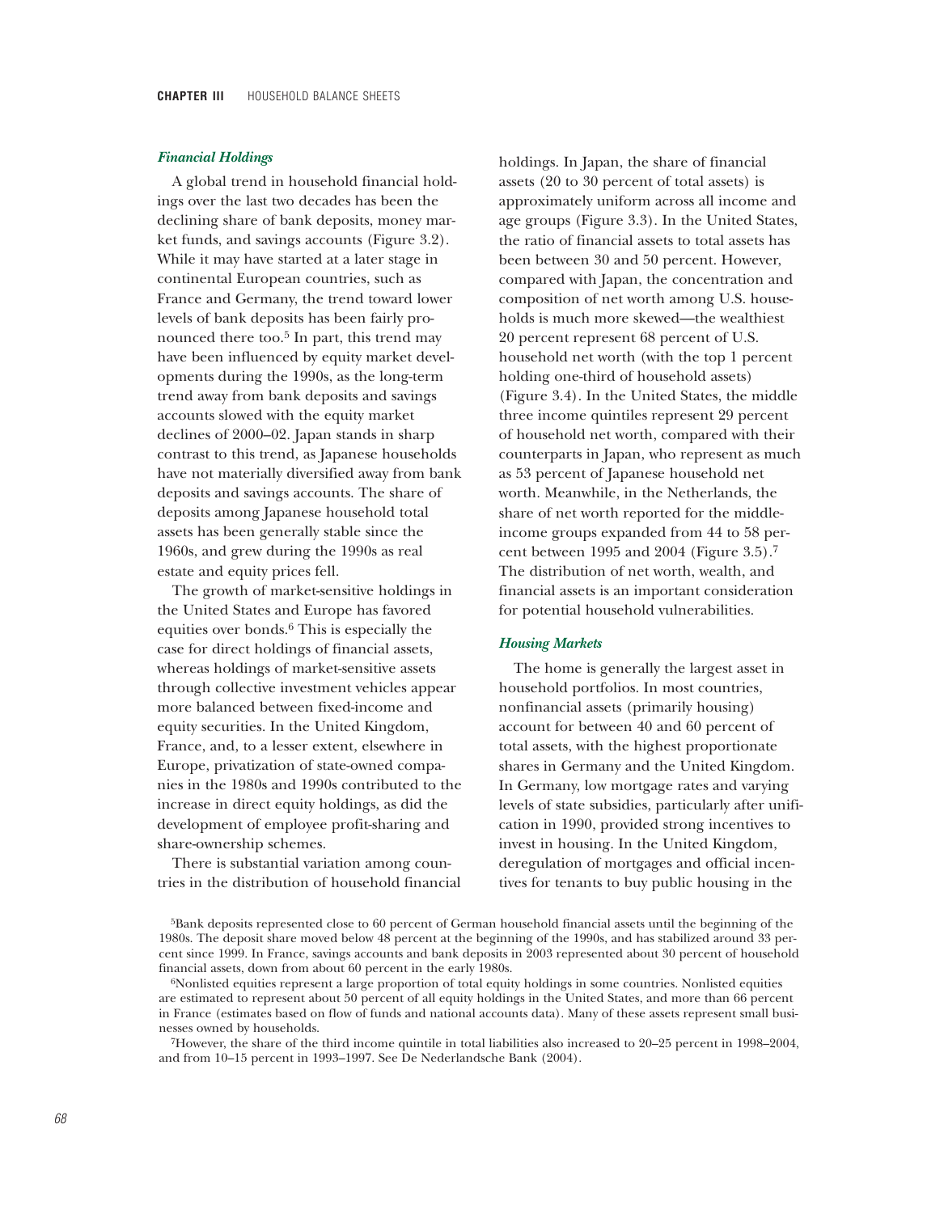### *Financial Holdings*

A global trend in household financial holdings over the last two decades has been the declining share of bank deposits, money market funds, and savings accounts (Figure 3.2). While it may have started at a later stage in continental European countries, such as France and Germany, the trend toward lower levels of bank deposits has been fairly pronounced there too.[5] In part, this trend may have been influenced by equity market developments during the 1990s, as the long-term trend away from bank deposits and savings accounts slowed with the equity market declines of 2000–02. Japan stands in sharp contrast to this trend, as Japanese households have not materially diversified away from bank deposits and savings accounts. The share of deposits among Japanese household total assets has been generally stable since the 1960s, and grew during the 1990s as real estate and equity prices fell.

The growth of market-sensitive holdings in the United States and Europe has favored equities over bonds.[6] This is especially the case for direct holdings of financial assets, whereas holdings of market-sensitive assets through collective investment vehicles appear more balanced between fixed-income and equity securities. In the United Kingdom, France, and, to a lesser extent, elsewhere in Europe, privatization of state-owned companies in the 1980s and 1990s contributed to the increase in direct equity holdings, as did the development of employee profit-sharing and share-ownership schemes.

There is substantial variation among countries in the distribution of household financial holdings. In Japan, the share of financial assets (20 to 30 percent of total assets) is approximately uniform across all income and age groups (Figure 3.3). In the United States, the ratio of financial assets to total assets has been between 30 and 50 percent. However, compared with Japan, the concentration and composition of net worth among U.S. households is much more skewed—the wealthiest 20 percent represent 68 percent of U.S. household net worth (with the top 1 percent holding one-third of household assets) (Figure 3.4). In the United States, the middle three income quintiles represent 29 percent of household net worth, compared with their counterparts in Japan, who represent as much as 53 percent of Japanese household net worth. Meanwhile, in the Netherlands, the share of net worth reported for the middle-income groups expanded from 44 to 58 percent between 1995 and 2004 (Figure 3.5).[7] The distribution of net worth, wealth, and financial assets is an important consideration for potential household vulnerabilities.

### *Housing Markets*

The home is generally the largest asset in household portfolios. In most countries, nonfinancial assets (primarily housing) account for between 40 and 60 percent of total assets, with the highest proportionate shares in Germany and the United Kingdom. In Germany, low mortgage rates and varying levels of state subsidies, particularly after unification in 1990, provided strong incentives to invest in housing. In the United Kingdom, deregulation of mortgages and official incentives for tenants to buy public housing in the

---

[5]Bank deposits represented close to 60 percent of German household financial assets until the beginning of the 1980s. The deposit share moved below 48 percent at the beginning of the 1990s, and has stabilized around 33 percent since 1999. In France, savings accounts and bank deposits in 2003 represented about 30 percent of household financial assets, down from about 60 percent in the early 1980s.

[6]Nonlisted equities represent a large proportion of total equity holdings in some countries. Nonlisted equities are estimated to represent about 50 percent of all equity holdings in the United States, and more than 66 percent in France (estimates based on flow of funds and national accounts data). Many of these assets represent small businesses owned by households.

[7]However, the share of the third income quintile in total liabilities also increased to 20–25 percent in 1998–2004, and from 10–15 percent in 1993–1997. See De Nederlandsche Bank (2004).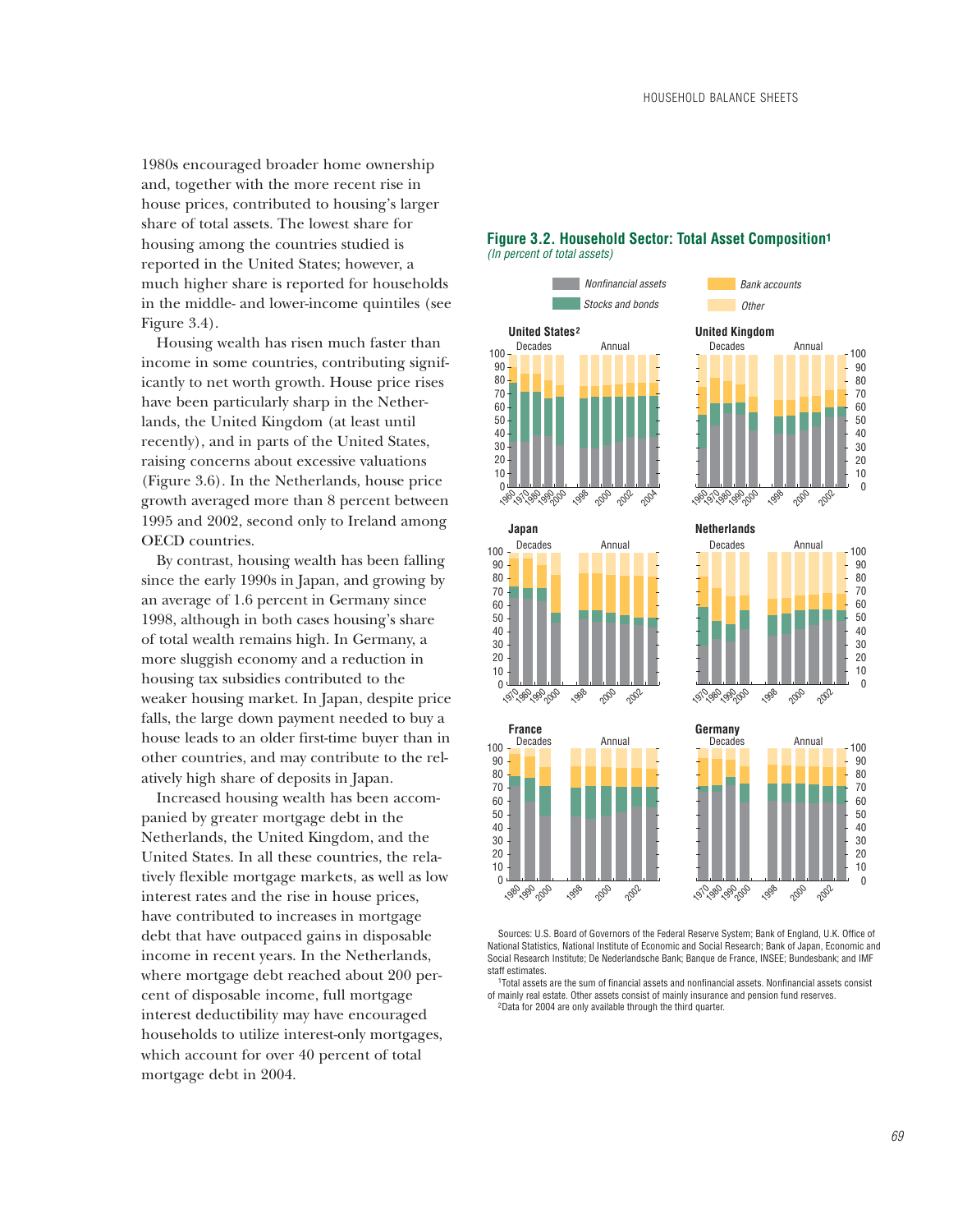1980s encouraged broader home ownership and, together with the more recent rise in house prices, contributed to housing's larger share of total assets. The lowest share for housing among the countries studied is reported in the United States; however, a much higher share is reported for households in the middle- and lower-income quintiles (see Figure 3.4).

Housing wealth has risen much faster than income in some countries, contributing significantly to net worth growth. House price rises have been particularly sharp in the Netherlands, the United Kingdom (at least until recently), and in parts of the United States, raising concerns about excessive valuations (Figure 3.6). In the Netherlands, house price growth averaged more than 8 percent between 1995 and 2002, second only to Ireland among OECD countries.

By contrast, housing wealth has been falling since the early 1990s in Japan, and growing by an average of 1.6 percent in Germany since 1998, although in both cases housing's share of total wealth remains high. In Germany, a more sluggish economy and a reduction in housing tax subsidies contributed to the weaker housing market. In Japan, despite price falls, the large down payment needed to buy a house leads to an older first-time buyer than in other countries, and may contribute to the relatively high share of deposits in Japan.

Increased housing wealth has been accompanied by greater mortgage debt in the Netherlands, the United Kingdom, and the United States. In all these countries, the relatively flexible mortgage markets, as well as low interest rates and the rise in house prices, have contributed to increases in mortgage debt that have outpaced gains in disposable income in recent years. In the Netherlands, where mortgage debt reached about 200 percent of disposable income, full mortgage interest deductibility may have encouraged households to utilize interest-only mortgages, which account for over 40 percent of total mortgage debt in 2004.

**Figure 3.2. Household Sector: Total Asset Composition[1]**
*(In percent of total assets)*

Sources: U.S. Board of Governors of the Federal Reserve System; Bank of England, U.K. Office of National Statistics, National Institute of Economic and Social Research; Bank of Japan, Economic and Social Research Institute; De Nederlandsche Bank; Banque de France, INSEE; Bundesbank; and IMF staff estimates.

[1]Total assets are the sum of financial assets and nonfinancial assets. Nonfinancial assets consist of mainly real estate. Other assets consist of mainly insurance and pension fund reserves.

[2]Data for 2004 are only available through the third quarter.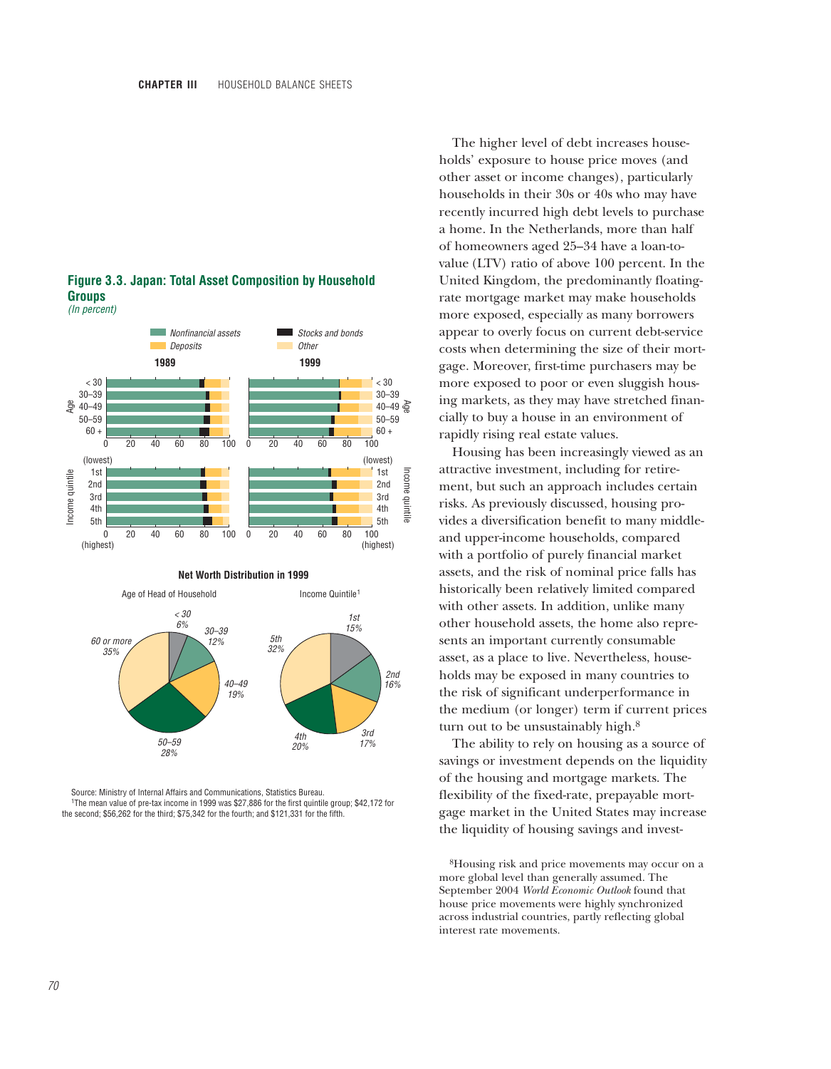**Figure 3.3. Japan: Total Asset Composition by Household Groups**
*(In percent)*

**Net Worth Distribution in 1999**

Source: Ministry of Internal Affairs and Communications, Statistics Bureau.
[1]The mean value of pre-tax income in 1999 was $27,886 for the first quintile group; $42,172 for the second; $56,262 for the third; $75,342 for the fourth; and $121,331 for the fifth.

The higher level of debt increases households' exposure to house price moves (and other asset or income changes), particularly households in their 30s or 40s who may have recently incurred high debt levels to purchase a home. In the Netherlands, more than half of homeowners aged 25–34 have a loan-to-value (LTV) ratio of above 100 percent. In the United Kingdom, the predominantly floating-rate mortgage market may make households more exposed, especially as many borrowers appear to overly focus on current debt-service costs when determining the size of their mortgage. Moreover, first-time purchasers may be more exposed to poor or even sluggish housing markets, as they may have stretched financially to buy a house in an environment of rapidly rising real estate values.

Housing has been increasingly viewed as an attractive investment, including for retirement, but such an approach includes certain risks. As previously discussed, housing provides a diversification benefit to many middle- and upper-income households, compared with a portfolio of purely financial market assets, and the risk of nominal price falls has historically been relatively limited compared with other assets. In addition, unlike many other household assets, the home also represents an important currently consumable asset, as a place to live. Nevertheless, households may be exposed in many countries to the risk of significant underperformance in the medium (or longer) term if current prices turn out to be unsustainably high.[8]

The ability to rely on housing as a source of savings or investment depends on the liquidity of the housing and mortgage markets. The flexibility of the fixed-rate, prepayable mortgage market in the United States may increase the liquidity of housing savings and invest-

[8]Housing risk and price movements may occur on a more global level than generally assumed. The September 2004 *World Economic Outlook* found that house price movements were highly synchronized across industrial countries, partly reflecting global interest rate movements.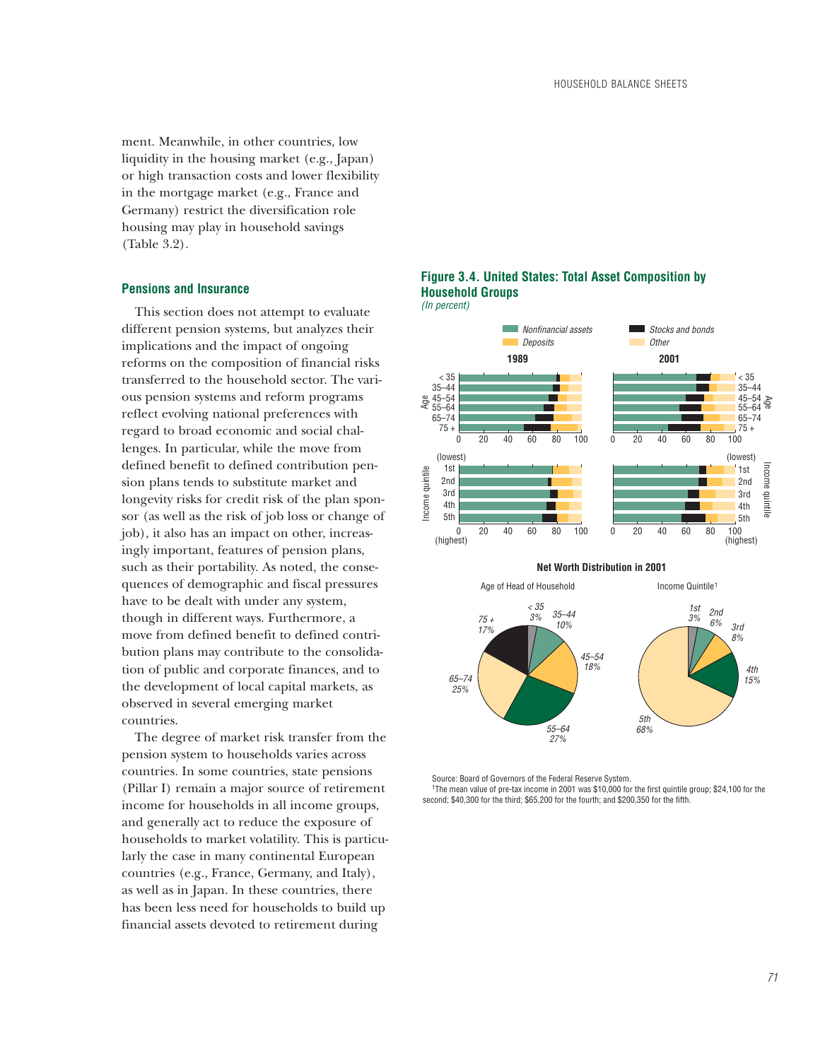ment. Meanwhile, in other countries, low liquidity in the housing market (e.g., Japan) or high transaction costs and lower flexibility in the mortgage market (e.g., France and Germany) restrict the diversification role housing may play in household savings (Table 3.2).

### Pensions and Insurance

This section does not attempt to evaluate different pension systems, but analyzes their implications and the impact of ongoing reforms on the composition of financial risks transferred to the household sector. The various pension systems and reform programs reflect evolving national preferences with regard to broad economic and social challenges. In particular, while the move from defined benefit to defined contribution pension plans tends to substitute market and longevity risks for credit risk of the plan sponsor (as well as the risk of job loss or change of job), it also has an impact on other, increasingly important, features of pension plans, such as their portability. As noted, the consequences of demographic and fiscal pressures have to be dealt with under any system, though in different ways. Furthermore, a move from defined benefit to defined contribution plans may contribute to the consolidation of public and corporate finances, and to the development of local capital markets, as observed in several emerging market countries.

The degree of market risk transfer from the pension system to households varies across countries. In some countries, state pensions (Pillar I) remain a major source of retirement income for households in all income groups, and generally act to reduce the exposure of households to market volatility. This is particularly the case in many continental European countries (e.g., France, Germany, and Italy), as well as in Japan. In these countries, there has been less need for households to build up financial assets devoted to retirement during

**Figure 3.4. United States: Total Asset Composition by Household Groups**
*(In percent)*

Nonfinancial assets | Stocks and bonds | Deposits | Other

**1989** | **2001**

Age: < 35, 35–44, 45–54, 55–64, 65–74, 75 +

Income quintile: 1st (lowest), 2nd, 3rd, 4th, 5th (highest)

**Net Worth Distribution in 2001**

Age of Head of Household: < 35: 3%; 35–44: 10%; 45–54: 18%; 55–64: 27%; 65–74: 25%; 75 +: 17%

Income Quintile[1]: 1st: 3%; 2nd: 6%; 3rd: 8%; 4th: 15%; 5th: 68%

Source: Board of Governors of the Federal Reserve System.

[1]The mean value of pre-tax income in 2001 was $10,000 for the first quintile group; $24,100 for the second; $40,300 for the third; $65,200 for the fourth; and $200,350 for the fifth.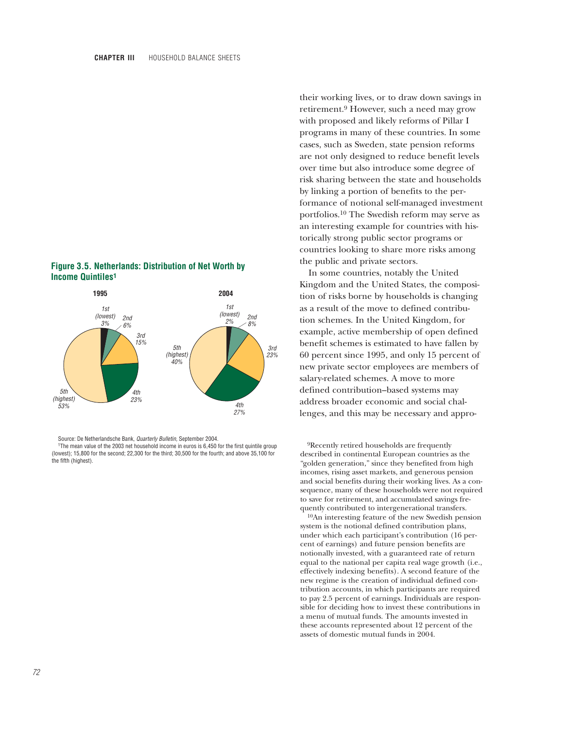their working lives, or to draw down savings in retirement.[9] However, such a need may grow with proposed and likely reforms of Pillar I programs in many of these countries. In some cases, such as Sweden, state pension reforms are not only designed to reduce benefit levels over time but also introduce some degree of risk sharing between the state and households by linking a portion of benefits to the performance of notional self-managed investment portfolios.[10] The Swedish reform may serve as an interesting example for countries with historically strong public sector programs or countries looking to share more risks among the public and private sectors.

In some countries, notably the United Kingdom and the United States, the composition of risks borne by households is changing as a result of the move to defined contribution schemes. In the United Kingdom, for example, active membership of open defined benefit schemes is estimated to have fallen by 60 percent since 1995, and only 15 percent of new private sector employees are members of salary-related schemes. A move to more defined contribution–based systems may address broader economic and social challenges, and this may be necessary and appro-

**Figure 3.5. Netherlands: Distribution of Net Worth by Income Quintiles[1]**

| Income quintile | 1995 | 2004 |
|---|---|---|
| 1st (lowest) | 3% | 2% |
| 2nd | 6% | 8% |
| 3rd | 15% | 23% |
| 4th | 23% | 27% |
| 5th (highest) | 53% | 40% |

Source: De Netherlandsche Bank, *Quarterly Bulletin*, September 2004.

[1]The mean value of the 2003 net household income in euros is 6,450 for the first quintile group (lowest); 15,800 for the second; 22,300 for the third; 30,500 for the fourth; and above 35,100 for the fifth (highest).

[9]Recently retired households are frequently described in continental European countries as the "golden generation," since they benefited from high incomes, rising asset markets, and generous pension and social benefits during their working lives. As a consequence, many of these households were not required to save for retirement, and accumulated savings frequently contributed to intergenerational transfers.

[10]An interesting feature of the new Swedish pension system is the notional defined contribution plans, under which each participant's contribution (16 percent of earnings) and future pension benefits are notionally invested, with a guaranteed rate of return equal to the national per capita real wage growth (i.e., effectively indexing benefits). A second feature of the new regime is the creation of individual defined contribution accounts, in which participants are required to pay 2.5 percent of earnings. Individuals are responsible for deciding how to invest these contributions in a menu of mutual funds. The amounts invested in these accounts represented about 12 percent of the assets of domestic mutual funds in 2004.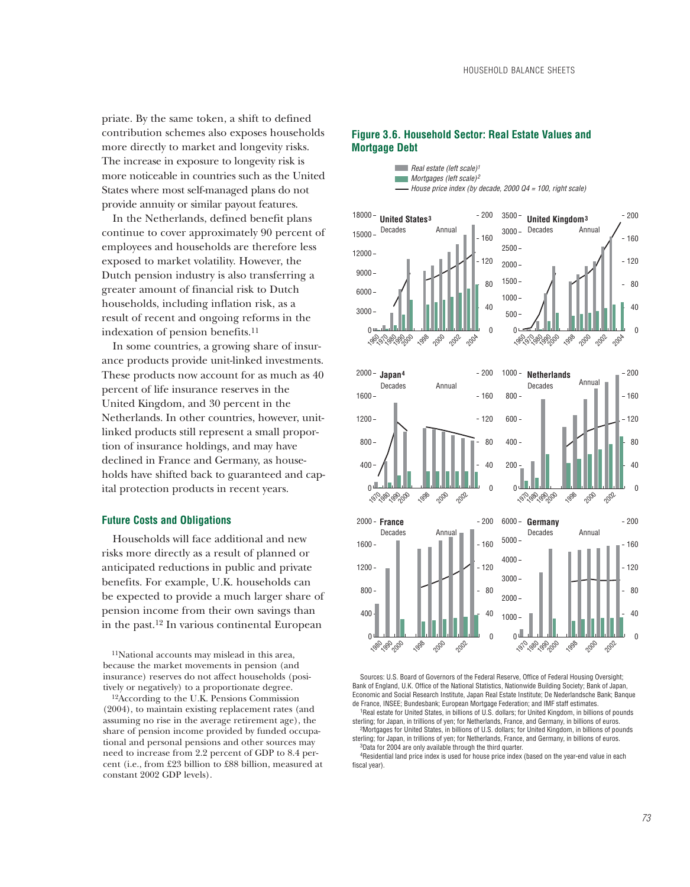priate. By the same token, a shift to defined contribution schemes also exposes households more directly to market and longevity risks. The increase in exposure to longevity risk is more noticeable in countries such as the United States where most self-managed plans do not provide annuity or similar payout features.

In the Netherlands, defined benefit plans continue to cover approximately 90 percent of employees and households are therefore less exposed to market volatility. However, the Dutch pension industry is also transferring a greater amount of financial risk to Dutch households, including inflation risk, as a result of recent and ongoing reforms in the indexation of pension benefits.[11]

In some countries, a growing share of insurance products provide unit-linked investments. These products now account for as much as 40 percent of life insurance reserves in the United Kingdom, and 30 percent in the Netherlands. In other countries, however, unit-linked products still represent a small proportion of insurance holdings, and may have declined in France and Germany, as households have shifted back to guaranteed and capital protection products in recent years.

### Future Costs and Obligations

Households will face additional and new risks more directly as a result of planned or anticipated reductions in public and private benefits. For example, U.K. households can be expected to provide a much larger share of pension income from their own savings than in the past.[12] In various continental European

[11]National accounts may mislead in this area, because the market movements in pension (and insurance) reserves do not affect households (positively or negatively) to a proportionate degree.

[12]According to the U.K. Pensions Commission (2004), to maintain existing replacement rates (and assuming no rise in the average retirement age), the share of pension income provided by funded occupational and personal pensions and other sources may need to increase from 2.2 percent of GDP to 8.4 percent (i.e., from £23 billion to £88 billion, measured at constant 2002 GDP levels).

**Figure 3.6. Household Sector: Real Estate Values and Mortgage Debt**

Sources: U.S. Board of Governors of the Federal Reserve, Office of Federal Housing Oversight; Bank of England, U.K. Office of the National Statistics, Nationwide Building Society; Bank of Japan, Economic and Social Research Institute, Japan Real Estate Institute; De Nederlandsche Bank; Banque de France, INSEE; Bundesbank; European Mortgage Federation; and IMF staff estimates.

[1]Real estate for United States, in billions of U.S. dollars; for United Kingdom, in billions of pounds sterling; for Japan, in trillions of yen; for Netherlands, France, and Germany, in billions of euros.

[2]Mortgages for United States, in billions of U.S. dollars; for United Kingdom, in billions of pounds sterling; for Japan, in trillions of yen; for Netherlands, France, and Germany, in billions of euros.

[3]Data for 2004 are only available through the third quarter.

[4]Residential land price index is used for house price index (based on the year-end value in each fiscal year).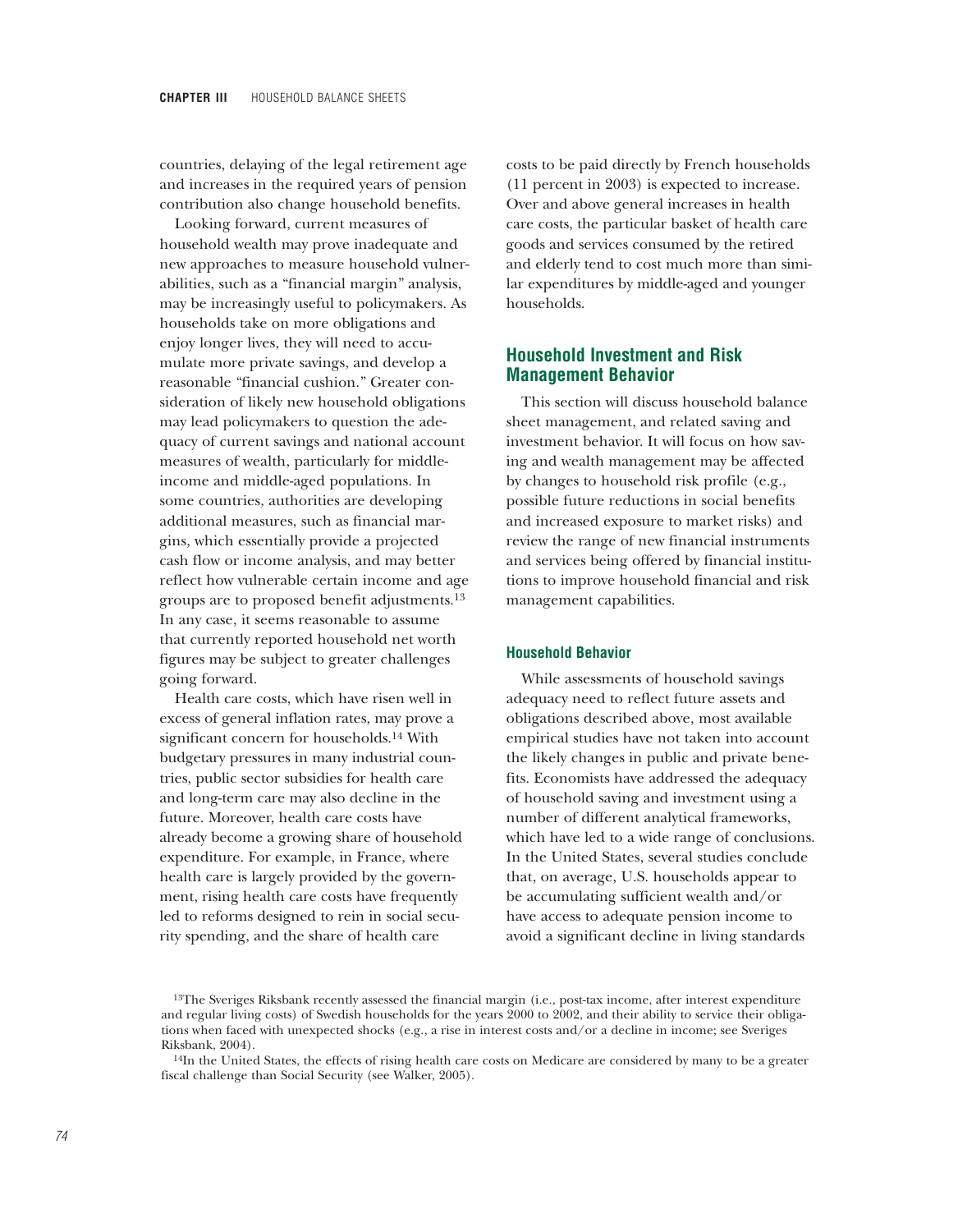countries, delaying of the legal retirement age and increases in the required years of pension contribution also change household benefits.

Looking forward, current measures of household wealth may prove inadequate and new approaches to measure household vulnerabilities, such as a "financial margin" analysis, may be increasingly useful to policymakers. As households take on more obligations and enjoy longer lives, they will need to accumulate more private savings, and develop a reasonable "financial cushion." Greater consideration of likely new household obligations may lead policymakers to question the adequacy of current savings and national account measures of wealth, particularly for middle-income and middle-aged populations. In some countries, authorities are developing additional measures, such as financial margins, which essentially provide a projected cash flow or income analysis, and may better reflect how vulnerable certain income and age groups are to proposed benefit adjustments.[13] In any case, it seems reasonable to assume that currently reported household net worth figures may be subject to greater challenges going forward.

Health care costs, which have risen well in excess of general inflation rates, may prove a significant concern for households.[14] With budgetary pressures in many industrial countries, public sector subsidies for health care and long-term care may also decline in the future. Moreover, health care costs have already become a growing share of household expenditure. For example, in France, where health care is largely provided by the government, rising health care costs have frequently led to reforms designed to rein in social security spending, and the share of health care costs to be paid directly by French households (11 percent in 2003) is expected to increase. Over and above general increases in health care costs, the particular basket of health care goods and services consumed by the retired and elderly tend to cost much more than similar expenditures by middle-aged and younger households.

## Household Investment and Risk Management Behavior

This section will discuss household balance sheet management, and related saving and investment behavior. It will focus on how saving and wealth management may be affected by changes to household risk profile (e.g., possible future reductions in social benefits and increased exposure to market risks) and review the range of new financial instruments and services being offered by financial institutions to improve household financial and risk management capabilities.

### Household Behavior

While assessments of household savings adequacy need to reflect future assets and obligations described above, most available empirical studies have not taken into account the likely changes in public and private benefits. Economists have addressed the adequacy of household saving and investment using a number of different analytical frameworks, which have led to a wide range of conclusions. In the United States, several studies conclude that, on average, U.S. households appear to be accumulating sufficient wealth and/or have access to adequate pension income to avoid a significant decline in living standards

[13]The Sveriges Riksbank recently assessed the financial margin (i.e., post-tax income, after interest expenditure and regular living costs) of Swedish households for the years 2000 to 2002, and their ability to service their obligations when faced with unexpected shocks (e.g., a rise in interest costs and/or a decline in income; see Sveriges Riksbank, 2004).

[14]In the United States, the effects of rising health care costs on Medicare are considered by many to be a greater fiscal challenge than Social Security (see Walker, 2005).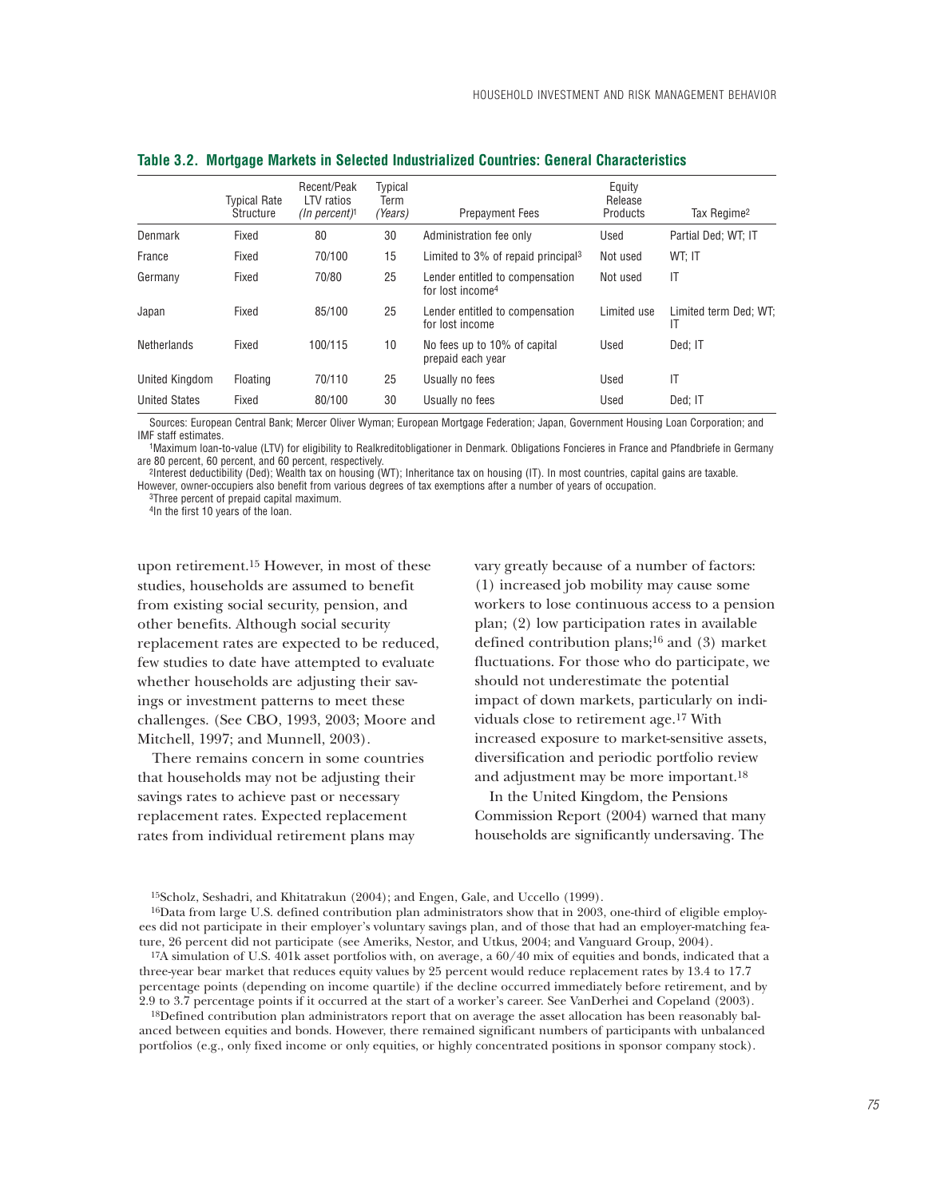**Table 3.2. Mortgage Markets in Selected Industrialized Countries: General Characteristics**

| | Typical Rate Structure | Recent/Peak LTV ratios *(In percent)*[1] | Typical Term *(Years)* | Prepayment Fees | Equity Release Products | Tax Regime[2] |
|---|---|---|---|---|---|---|
| Denmark | Fixed | 80 | 30 | Administration fee only | Used | Partial Ded; WT; IT |
| France | Fixed | 70/100 | 15 | Limited to 3% of repaid principal[3] | Not used | WT; IT |
| Germany | Fixed | 70/80 | 25 | Lender entitled to compensation for lost income[4] | Not used | IT |
| Japan | Fixed | 85/100 | 25 | Lender entitled to compensation for lost income | Limited use | Limited term Ded; WT; IT |
| Netherlands | Fixed | 100/115 | 10 | No fees up to 10% of capital prepaid each year | Used | Ded; IT |
| United Kingdom | Floating | 70/110 | 25 | Usually no fees | Used | IT |
| United States | Fixed | 80/100 | 30 | Usually no fees | Used | Ded; IT |

Sources: European Central Bank; Mercer Oliver Wyman; European Mortgage Federation; Japan, Government Housing Loan Corporation; and IMF staff estimates.

[1]Maximum loan-to-value (LTV) for eligibility to Realkreditobligationer in Denmark. Obligations Foncieres in France and Pfandbriefe in Germany are 80 percent, 60 percent, and 60 percent, respectively.

[2]Interest deductibility (Ded); Wealth tax on housing (WT); Inheritance tax on housing (IT). In most countries, capital gains are taxable. However, owner-occupiers also benefit from various degrees of tax exemptions after a number of years of occupation.

[3]Three percent of prepaid capital maximum.

[4]In the first 10 years of the loan.

upon retirement.[15] However, in most of these studies, households are assumed to benefit from existing social security, pension, and other benefits. Although social security replacement rates are expected to be reduced, few studies to date have attempted to evaluate whether households are adjusting their savings or investment patterns to meet these challenges. (See CBO, 1993, 2003; Moore and Mitchell, 1997; and Munnell, 2003).

There remains concern in some countries that households may not be adjusting their savings rates to achieve past or necessary replacement rates. Expected replacement rates from individual retirement plans may vary greatly because of a number of factors: (1) increased job mobility may cause some workers to lose continuous access to a pension plan; (2) low participation rates in available defined contribution plans;[16] and (3) market fluctuations. For those who do participate, we should not underestimate the potential impact of down markets, particularly on individuals close to retirement age.[17] With increased exposure to market-sensitive assets, diversification and periodic portfolio review and adjustment may be more important.[18]

In the United Kingdom, the Pensions Commission Report (2004) warned that many households are significantly undersaving. The

[15]Scholz, Seshadri, and Khitatrakun (2004); and Engen, Gale, and Uccello (1999).

[16]Data from large U.S. defined contribution plan administrators show that in 2003, one-third of eligible employees did not participate in their employer's voluntary savings plan, and of those that had an employer-matching feature, 26 percent did not participate (see Ameriks, Nestor, and Utkus, 2004; and Vanguard Group, 2004).

[17]A simulation of U.S. 401k asset portfolios with, on average, a 60/40 mix of equities and bonds, indicated that a three-year bear market that reduces equity values by 25 percent would reduce replacement rates by 13.4 to 17.7 percentage points (depending on income quartile) if the decline occurred immediately before retirement, and by 2.9 to 3.7 percentage points if it occurred at the start of a worker's career. See VanDerhei and Copeland (2003).

[18]Defined contribution plan administrators report that on average the asset allocation has been reasonably balanced between equities and bonds. However, there remained significant numbers of participants with unbalanced portfolios (e.g., only fixed income or only equities, or highly concentrated positions in sponsor company stock).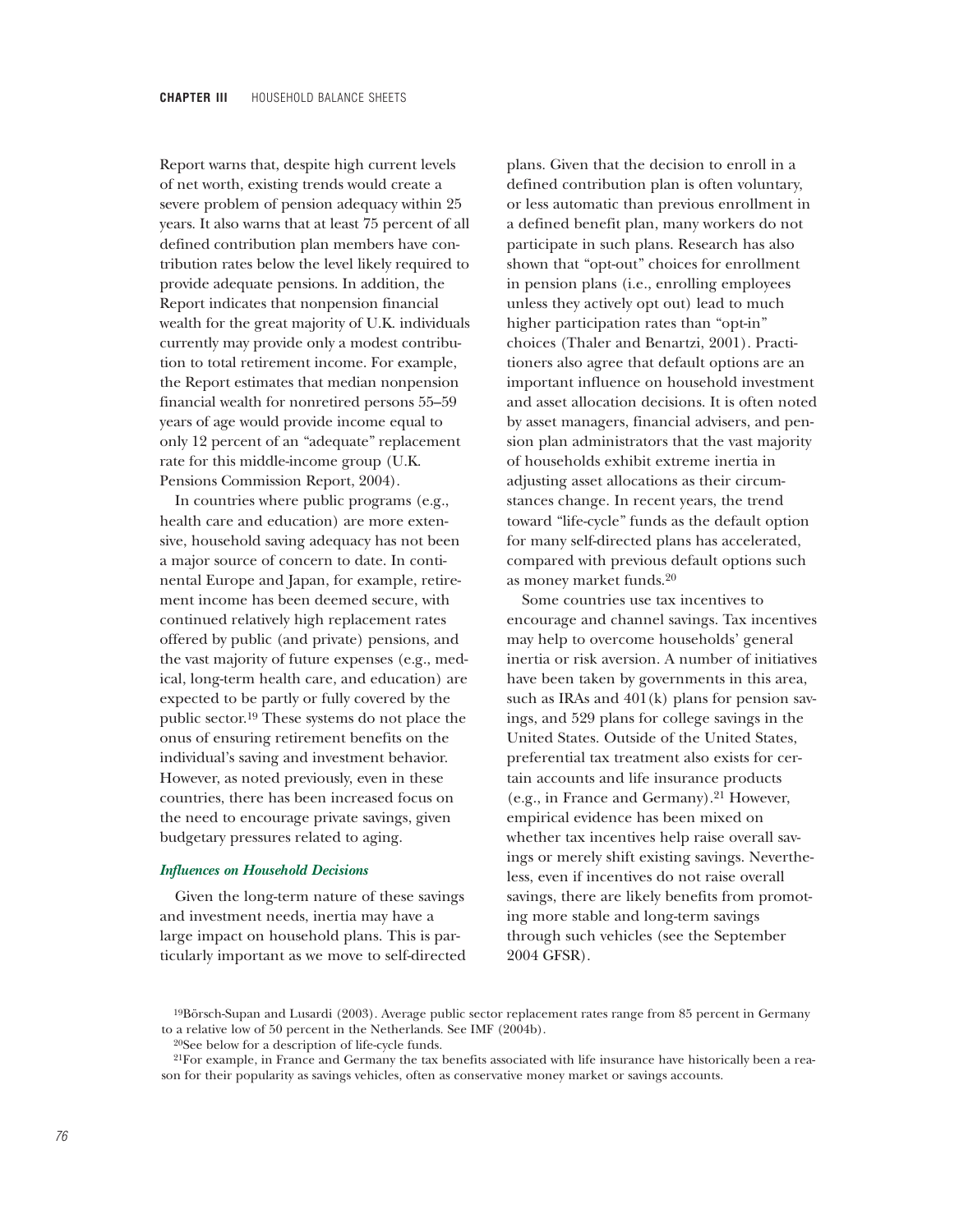Report warns that, despite high current levels of net worth, existing trends would create a severe problem of pension adequacy within 25 years. It also warns that at least 75 percent of all defined contribution plan members have contribution rates below the level likely required to provide adequate pensions. In addition, the Report indicates that nonpension financial wealth for the great majority of U.K. individuals currently may provide only a modest contribution to total retirement income. For example, the Report estimates that median nonpension financial wealth for nonretired persons 55–59 years of age would provide income equal to only 12 percent of an "adequate" replacement rate for this middle-income group (U.K. Pensions Commission Report, 2004).

In countries where public programs (e.g., health care and education) are more extensive, household saving adequacy has not been a major source of concern to date. In continental Europe and Japan, for example, retirement income has been deemed secure, with continued relatively high replacement rates offered by public (and private) pensions, and the vast majority of future expenses (e.g., medical, long-term health care, and education) are expected to be partly or fully covered by the public sector.[19] These systems do not place the onus of ensuring retirement benefits on the individual's saving and investment behavior. However, as noted previously, even in these countries, there has been increased focus on the need to encourage private savings, given budgetary pressures related to aging.

### *Influences on Household Decisions*

Given the long-term nature of these savings and investment needs, inertia may have a large impact on household plans. This is particularly important as we move to self-directed plans. Given that the decision to enroll in a defined contribution plan is often voluntary, or less automatic than previous enrollment in a defined benefit plan, many workers do not participate in such plans. Research has also shown that "opt-out" choices for enrollment in pension plans (i.e., enrolling employees unless they actively opt out) lead to much higher participation rates than "opt-in" choices (Thaler and Benartzi, 2001). Practitioners also agree that default options are an important influence on household investment and asset allocation decisions. It is often noted by asset managers, financial advisers, and pension plan administrators that the vast majority of households exhibit extreme inertia in adjusting asset allocations as their circumstances change. In recent years, the trend toward "life-cycle" funds as the default option for many self-directed plans has accelerated, compared with previous default options such as money market funds.[20]

Some countries use tax incentives to encourage and channel savings. Tax incentives may help to overcome households' general inertia or risk aversion. A number of initiatives have been taken by governments in this area, such as IRAs and 401(k) plans for pension savings, and 529 plans for college savings in the United States. Outside of the United States, preferential tax treatment also exists for certain accounts and life insurance products (e.g., in France and Germany).[21] However, empirical evidence has been mixed on whether tax incentives help raise overall savings or merely shift existing savings. Nevertheless, even if incentives do not raise overall savings, there are likely benefits from promoting more stable and long-term savings through such vehicles (see the September 2004 GFSR).

[19]Börsch-Supan and Lusardi (2003). Average public sector replacement rates range from 85 percent in Germany to a relative low of 50 percent in the Netherlands. See IMF (2004b).

[20]See below for a description of life-cycle funds.

[21]For example, in France and Germany the tax benefits associated with life insurance have historically been a reason for their popularity as savings vehicles, often as conservative money market or savings accounts.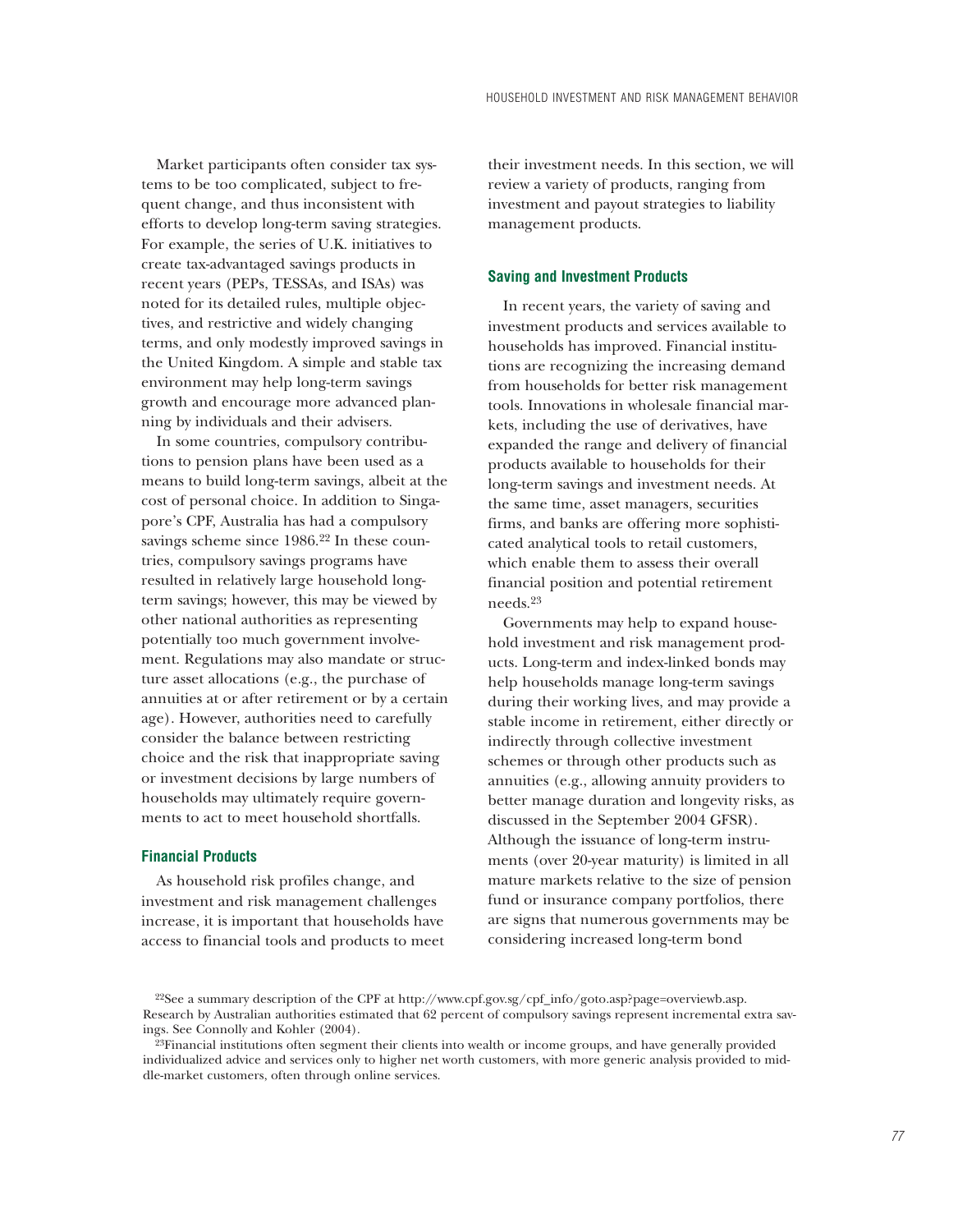Market participants often consider tax systems to be too complicated, subject to frequent change, and thus inconsistent with efforts to develop long-term saving strategies. For example, the series of U.K. initiatives to create tax-advantaged savings products in recent years (PEPs, TESSAs, and ISAs) was noted for its detailed rules, multiple objectives, and restrictive and widely changing terms, and only modestly improved savings in the United Kingdom. A simple and stable tax environment may help long-term savings growth and encourage more advanced planning by individuals and their advisers.

In some countries, compulsory contributions to pension plans have been used as a means to build long-term savings, albeit at the cost of personal choice. In addition to Singapore's CPF, Australia has had a compulsory savings scheme since 1986.[22] In these countries, compulsory savings programs have resulted in relatively large household long-term savings; however, this may be viewed by other national authorities as representing potentially too much government involvement. Regulations may also mandate or structure asset allocations (e.g., the purchase of annuities at or after retirement or by a certain age). However, authorities need to carefully consider the balance between restricting choice and the risk that inappropriate saving or investment decisions by large numbers of households may ultimately require governments to act to meet household shortfalls.

### Financial Products

As household risk profiles change, and investment and risk management challenges increase, it is important that households have access to financial tools and products to meet their investment needs. In this section, we will review a variety of products, ranging from investment and payout strategies to liability management products.

### Saving and Investment Products

In recent years, the variety of saving and investment products and services available to households has improved. Financial institutions are recognizing the increasing demand from households for better risk management tools. Innovations in wholesale financial markets, including the use of derivatives, have expanded the range and delivery of financial products available to households for their long-term savings and investment needs. At the same time, asset managers, securities firms, and banks are offering more sophisticated analytical tools to retail customers, which enable them to assess their overall financial position and potential retirement needs.[23]

Governments may help to expand household investment and risk management products. Long-term and index-linked bonds may help households manage long-term savings during their working lives, and may provide a stable income in retirement, either directly or indirectly through collective investment schemes or through other products such as annuities (e.g., allowing annuity providers to better manage duration and longevity risks, as discussed in the September 2004 GFSR). Although the issuance of long-term instruments (over 20-year maturity) is limited in all mature markets relative to the size of pension fund or insurance company portfolios, there are signs that numerous governments may be considering increased long-term bond

[22]See a summary description of the CPF at http://www.cpf.gov.sg/cpf_info/goto.asp?page=overviewb.asp. Research by Australian authorities estimated that 62 percent of compulsory savings represent incremental extra savings. See Connolly and Kohler (2004).

[23]Financial institutions often segment their clients into wealth or income groups, and have generally provided individualized advice and services only to higher net worth customers, with more generic analysis provided to middle-market customers, often through online services.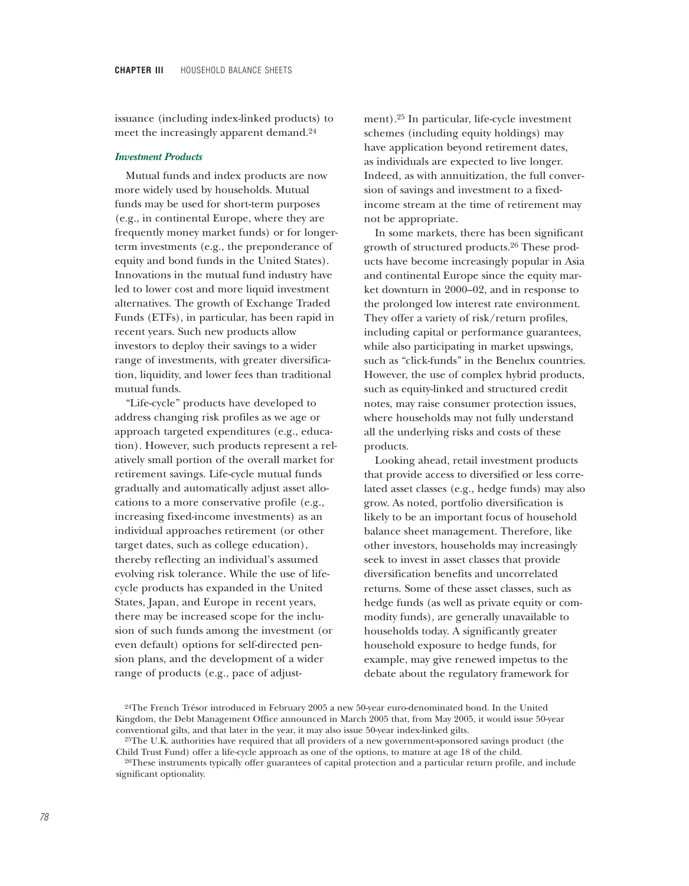issuance (including index-linked products) to meet the increasingly apparent demand.[24]

### *Investment Products*

Mutual funds and index products are now more widely used by households. Mutual funds may be used for short-term purposes (e.g., in continental Europe, where they are frequently money market funds) or for longer-term investments (e.g., the preponderance of equity and bond funds in the United States). Innovations in the mutual fund industry have led to lower cost and more liquid investment alternatives. The growth of Exchange Traded Funds (ETFs), in particular, has been rapid in recent years. Such new products allow investors to deploy their savings to a wider range of investments, with greater diversification, liquidity, and lower fees than traditional mutual funds.

"Life-cycle" products have developed to address changing risk profiles as we age or approach targeted expenditures (e.g., education). However, such products represent a relatively small portion of the overall market for retirement savings. Life-cycle mutual funds gradually and automatically adjust asset allocations to a more conservative profile (e.g., increasing fixed-income investments) as an individual approaches retirement (or other target dates, such as college education), thereby reflecting an individual's assumed evolving risk tolerance. While the use of life-cycle products has expanded in the United States, Japan, and Europe in recent years, there may be increased scope for the inclusion of such funds among the investment (or even default) options for self-directed pension plans, and the development of a wider range of products (e.g., pace of adjustment).[25] In particular, life-cycle investment schemes (including equity holdings) may have application beyond retirement dates, as individuals are expected to live longer. Indeed, as with annuitization, the full conversion of savings and investment to a fixed-income stream at the time of retirement may not be appropriate.

In some markets, there has been significant growth of structured products.[26] These products have become increasingly popular in Asia and continental Europe since the equity market downturn in 2000–02, and in response to the prolonged low interest rate environment. They offer a variety of risk/return profiles, including capital or performance guarantees, while also participating in market upswings, such as "click-funds" in the Benelux countries. However, the use of complex hybrid products, such as equity-linked and structured credit notes, may raise consumer protection issues, where households may not fully understand all the underlying risks and costs of these products.

Looking ahead, retail investment products that provide access to diversified or less correlated asset classes (e.g., hedge funds) may also grow. As noted, portfolio diversification is likely to be an important focus of household balance sheet management. Therefore, like other investors, households may increasingly seek to invest in asset classes that provide diversification benefits and uncorrelated returns. Some of these asset classes, such as hedge funds (as well as private equity or commodity funds), are generally unavailable to households today. A significantly greater household exposure to hedge funds, for example, may give renewed impetus to the debate about the regulatory framework for

[24]The French Trésor introduced in February 2005 a new 50-year euro-denominated bond. In the United Kingdom, the Debt Management Office announced in March 2005 that, from May 2005, it would issue 50-year conventional gilts, and that later in the year, it may also issue 50-year index-linked gilts.

[25]The U.K. authorities have required that all providers of a new government-sponsored savings product (the Child Trust Fund) offer a life-cycle approach as one of the options, to mature at age 18 of the child.

[26]These instruments typically offer guarantees of capital protection and a particular return profile, and include significant optionality.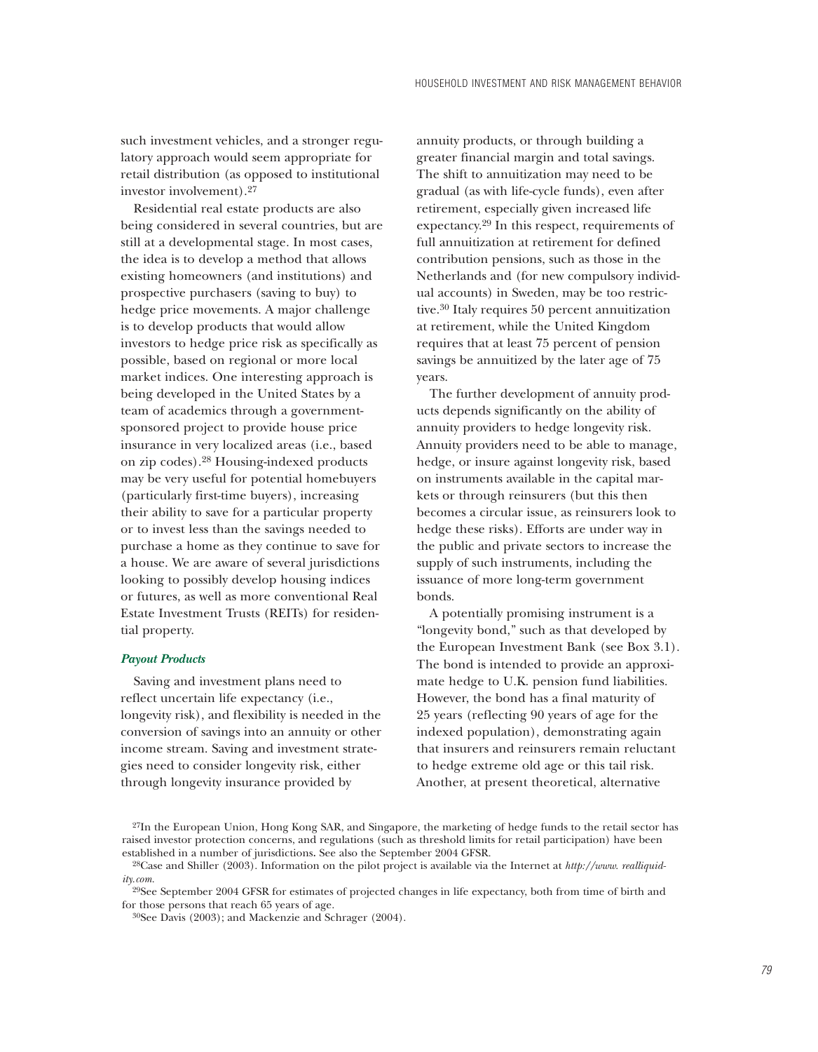such investment vehicles, and a stronger regulatory approach would seem appropriate for retail distribution (as opposed to institutional investor involvement).[27]

Residential real estate products are also being considered in several countries, but are still at a developmental stage. In most cases, the idea is to develop a method that allows existing homeowners (and institutions) and prospective purchasers (saving to buy) to hedge price movements. A major challenge is to develop products that would allow investors to hedge price risk as specifically as possible, based on regional or more local market indices. One interesting approach is being developed in the United States by a team of academics through a government-sponsored project to provide house price insurance in very localized areas (i.e., based on zip codes).[28] Housing-indexed products may be very useful for potential homebuyers (particularly first-time buyers), increasing their ability to save for a particular property or to invest less than the savings needed to purchase a home as they continue to save for a house. We are aware of several jurisdictions looking to possibly develop housing indices or futures, as well as more conventional Real Estate Investment Trusts (REITs) for residential property.

### *Payout Products*

Saving and investment plans need to reflect uncertain life expectancy (i.e., longevity risk), and flexibility is needed in the conversion of savings into an annuity or other income stream. Saving and investment strategies need to consider longevity risk, either through longevity insurance provided by annuity products, or through building a greater financial margin and total savings. The shift to annuitization may need to be gradual (as with life-cycle funds), even after retirement, especially given increased life expectancy.[29] In this respect, requirements of full annuitization at retirement for defined contribution pensions, such as those in the Netherlands and (for new compulsory individual accounts) in Sweden, may be too restrictive.[30] Italy requires 50 percent annuitization at retirement, while the United Kingdom requires that at least 75 percent of pension savings be annuitized by the later age of 75 years.

The further development of annuity products depends significantly on the ability of annuity providers to hedge longevity risk. Annuity providers need to be able to manage, hedge, or insure against longevity risk, based on instruments available in the capital markets or through reinsurers (but this then becomes a circular issue, as reinsurers look to hedge these risks). Efforts are under way in the public and private sectors to increase the supply of such instruments, including the issuance of more long-term government bonds.

A potentially promising instrument is a "longevity bond," such as that developed by the European Investment Bank (see Box 3.1). The bond is intended to provide an approximate hedge to U.K. pension fund liabilities. However, the bond has a final maturity of 25 years (reflecting 90 years of age for the indexed population), demonstrating again that insurers and reinsurers remain reluctant to hedge extreme old age or this tail risk. Another, at present theoretical, alternative

---

[27]In the European Union, Hong Kong SAR, and Singapore, the marketing of hedge funds to the retail sector has raised investor protection concerns, and regulations (such as threshold limits for retail participation) have been established in a number of jurisdictions. See also the September 2004 GFSR.

[28]Case and Shiller (2003). Information on the pilot project is available via the Internet at *http://www. realliquidity.com*.

[29]See September 2004 GFSR for estimates of projected changes in life expectancy, both from time of birth and for those persons that reach 65 years of age.

[30]See Davis (2003); and Mackenzie and Schrager (2004).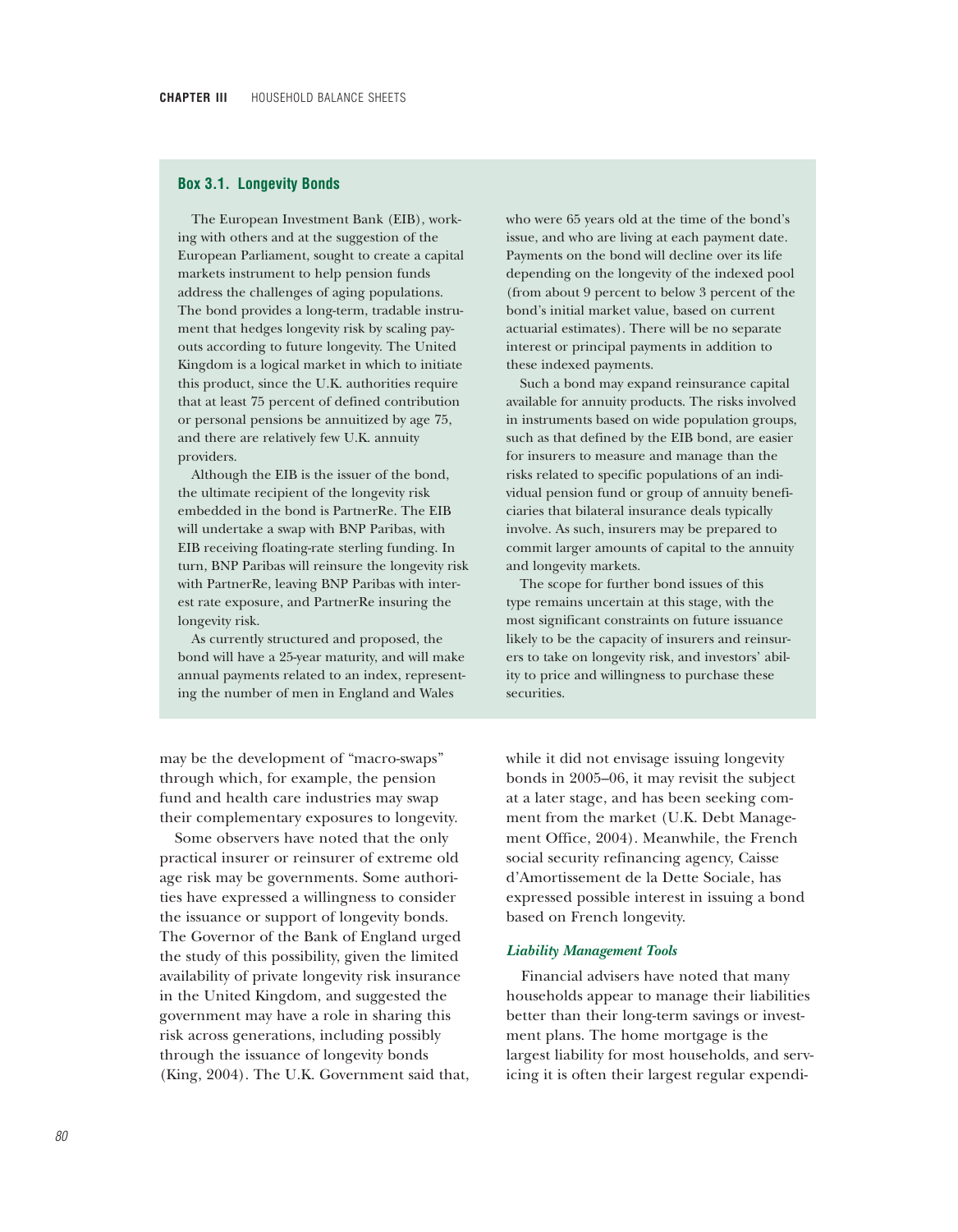### Box 3.1. Longevity Bonds

The European Investment Bank (EIB), working with others and at the suggestion of the European Parliament, sought to create a capital markets instrument to help pension funds address the challenges of aging populations. The bond provides a long-term, tradable instrument that hedges longevity risk by scaling payouts according to future longevity. The United Kingdom is a logical market in which to initiate this product, since the U.K. authorities require that at least 75 percent of defined contribution or personal pensions be annuitized by age 75, and there are relatively few U.K. annuity providers.

Although the EIB is the issuer of the bond, the ultimate recipient of the longevity risk embedded in the bond is PartnerRe. The EIB will undertake a swap with BNP Paribas, with EIB receiving floating-rate sterling funding. In turn, BNP Paribas will reinsure the longevity risk with PartnerRe, leaving BNP Paribas with interest rate exposure, and PartnerRe insuring the longevity risk.

As currently structured and proposed, the bond will have a 25-year maturity, and will make annual payments related to an index, representing the number of men in England and Wales who were 65 years old at the time of the bond's issue, and who are living at each payment date. Payments on the bond will decline over its life depending on the longevity of the indexed pool (from about 9 percent to below 3 percent of the bond's initial market value, based on current actuarial estimates). There will be no separate interest or principal payments in addition to these indexed payments.

Such a bond may expand reinsurance capital available for annuity products. The risks involved in instruments based on wide population groups, such as that defined by the EIB bond, are easier for insurers to measure and manage than the risks related to specific populations of an individual pension fund or group of annuity beneficiaries that bilateral insurance deals typically involve. As such, insurers may be prepared to commit larger amounts of capital to the annuity and longevity markets.

The scope for further bond issues of this type remains uncertain at this stage, with the most significant constraints on future issuance likely to be the capacity of insurers and reinsurers to take on longevity risk, and investors' ability to price and willingness to purchase these securities.

may be the development of "macro-swaps" through which, for example, the pension fund and health care industries may swap their complementary exposures to longevity.

Some observers have noted that the only practical insurer or reinsurer of extreme old age risk may be governments. Some authorities have expressed a willingness to consider the issuance or support of longevity bonds. The Governor of the Bank of England urged the study of this possibility, given the limited availability of private longevity risk insurance in the United Kingdom, and suggested the government may have a role in sharing this risk across generations, including possibly through the issuance of longevity bonds (King, 2004). The U.K. Government said that, while it did not envisage issuing longevity bonds in 2005–06, it may revisit the subject at a later stage, and has been seeking comment from the market (U.K. Debt Management Office, 2004). Meanwhile, the French social security refinancing agency, Caisse d'Amortissement de la Dette Sociale, has expressed possible interest in issuing a bond based on French longevity.

#### *Liability Management Tools*

Financial advisers have noted that many households appear to manage their liabilities better than their long-term savings or investment plans. The home mortgage is the largest liability for most households, and servicing it is often their largest regular expendi-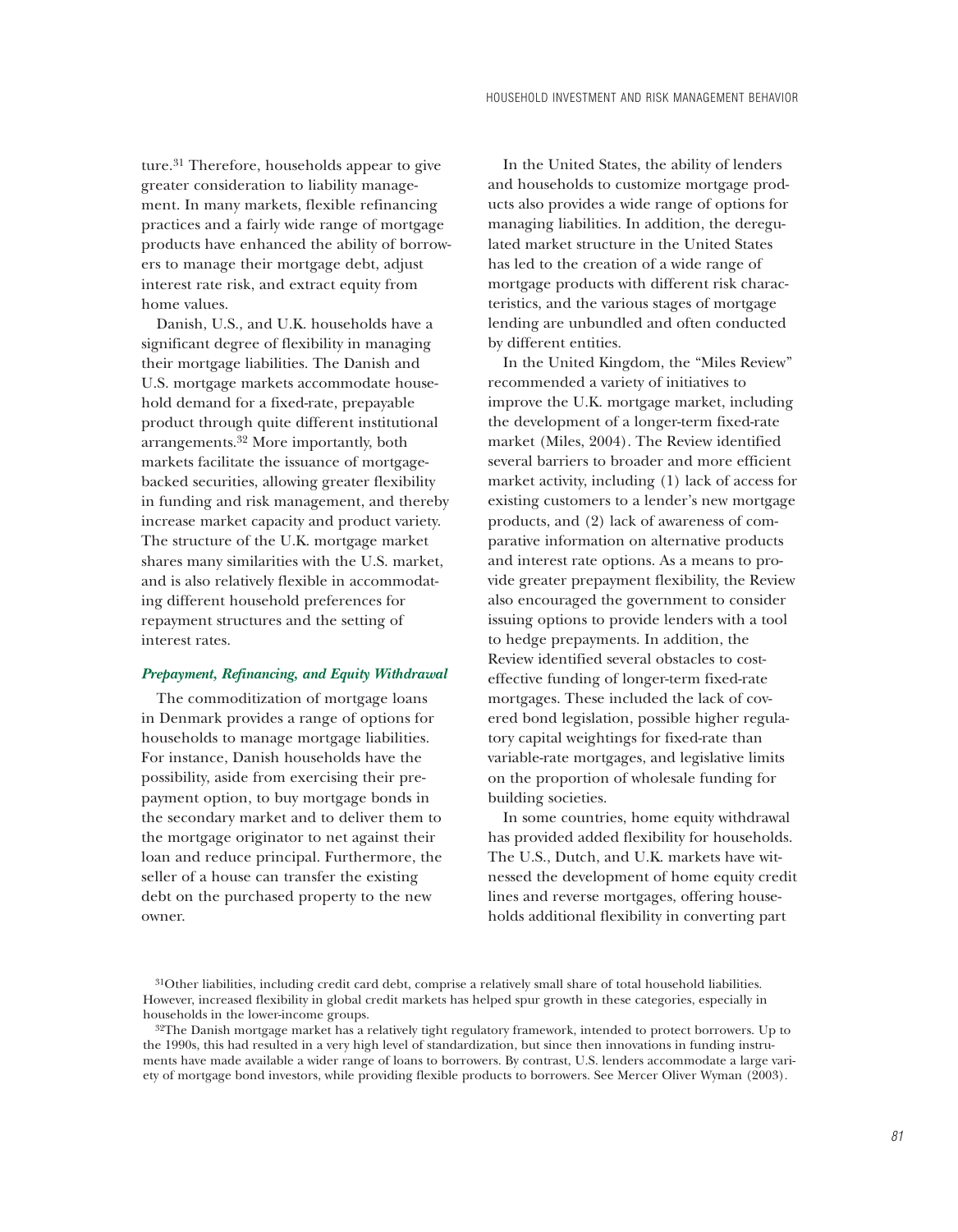ture.[31] Therefore, households appear to give greater consideration to liability management. In many markets, flexible refinancing practices and a fairly wide range of mortgage products have enhanced the ability of borrowers to manage their mortgage debt, adjust interest rate risk, and extract equity from home values.

Danish, U.S., and U.K. households have a significant degree of flexibility in managing their mortgage liabilities. The Danish and U.S. mortgage markets accommodate household demand for a fixed-rate, prepayable product through quite different institutional arrangements.[32] More importantly, both markets facilitate the issuance of mortgage-backed securities, allowing greater flexibility in funding and risk management, and thereby increase market capacity and product variety. The structure of the U.K. mortgage market shares many similarities with the U.S. market, and is also relatively flexible in accommodating different household preferences for repayment structures and the setting of interest rates.

### *Prepayment, Refinancing, and Equity Withdrawal*

The commoditization of mortgage loans in Denmark provides a range of options for households to manage mortgage liabilities. For instance, Danish households have the possibility, aside from exercising their prepayment option, to buy mortgage bonds in the secondary market and to deliver them to the mortgage originator to net against their loan and reduce principal. Furthermore, the seller of a house can transfer the existing debt on the purchased property to the new owner.

In the United States, the ability of lenders and households to customize mortgage products also provides a wide range of options for managing liabilities. In addition, the deregulated market structure in the United States has led to the creation of a wide range of mortgage products with different risk characteristics, and the various stages of mortgage lending are unbundled and often conducted by different entities.

In the United Kingdom, the "Miles Review" recommended a variety of initiatives to improve the U.K. mortgage market, including the development of a longer-term fixed-rate market (Miles, 2004). The Review identified several barriers to broader and more efficient market activity, including (1) lack of access for existing customers to a lender's new mortgage products, and (2) lack of awareness of comparative information on alternative products and interest rate options. As a means to provide greater prepayment flexibility, the Review also encouraged the government to consider issuing options to provide lenders with a tool to hedge prepayments. In addition, the Review identified several obstacles to cost-effective funding of longer-term fixed-rate mortgages. These included the lack of covered bond legislation, possible higher regulatory capital weightings for fixed-rate than variable-rate mortgages, and legislative limits on the proportion of wholesale funding for building societies.

In some countries, home equity withdrawal has provided added flexibility for households. The U.S., Dutch, and U.K. markets have witnessed the development of home equity credit lines and reverse mortgages, offering households additional flexibility in converting part

[31]Other liabilities, including credit card debt, comprise a relatively small share of total household liabilities. However, increased flexibility in global credit markets has helped spur growth in these categories, especially in households in the lower-income groups.

[32]The Danish mortgage market has a relatively tight regulatory framework, intended to protect borrowers. Up to the 1990s, this had resulted in a very high level of standardization, but since then innovations in funding instruments have made available a wider range of loans to borrowers. By contrast, U.S. lenders accommodate a large variety of mortgage bond investors, while providing flexible products to borrowers. See Mercer Oliver Wyman (2003).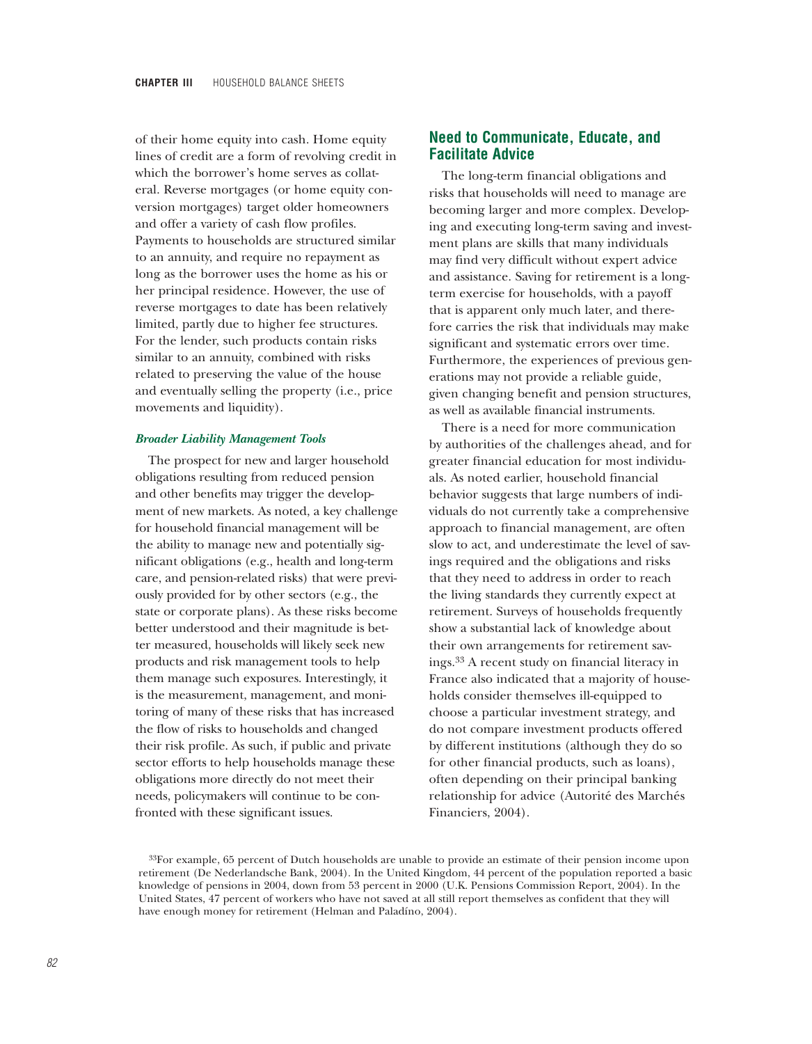of their home equity into cash. Home equity lines of credit are a form of revolving credit in which the borrower's home serves as collateral. Reverse mortgages (or home equity conversion mortgages) target older homeowners and offer a variety of cash flow profiles. Payments to households are structured similar to an annuity, and require no repayment as long as the borrower uses the home as his or her principal residence. However, the use of reverse mortgages to date has been relatively limited, partly due to higher fee structures. For the lender, such products contain risks similar to an annuity, combined with risks related to preserving the value of the house and eventually selling the property (i.e., price movements and liquidity).

#### *Broader Liability Management Tools*

The prospect for new and larger household obligations resulting from reduced pension and other benefits may trigger the development of new markets. As noted, a key challenge for household financial management will be the ability to manage new and potentially significant obligations (e.g., health and long-term care, and pension-related risks) that were previously provided for by other sectors (e.g., the state or corporate plans). As these risks become better understood and their magnitude is better measured, households will likely seek new products and risk management tools to help them manage such exposures. Interestingly, it is the measurement, management, and monitoring of many of these risks that has increased the flow of risks to households and changed their risk profile. As such, if public and private sector efforts to help households manage these obligations more directly do not meet their needs, policymakers will continue to be confronted with these significant issues.

## Need to Communicate, Educate, and Facilitate Advice

The long-term financial obligations and risks that households will need to manage are becoming larger and more complex. Developing and executing long-term saving and investment plans are skills that many individuals may find very difficult without expert advice and assistance. Saving for retirement is a long-term exercise for households, with a payoff that is apparent only much later, and therefore carries the risk that individuals may make significant and systematic errors over time. Furthermore, the experiences of previous generations may not provide a reliable guide, given changing benefit and pension structures, as well as available financial instruments.

There is a need for more communication by authorities of the challenges ahead, and for greater financial education for most individuals. As noted earlier, household financial behavior suggests that large numbers of individuals do not currently take a comprehensive approach to financial management, are often slow to act, and underestimate the level of savings required and the obligations and risks that they need to address in order to reach the living standards they currently expect at retirement. Surveys of households frequently show a substantial lack of knowledge about their own arrangements for retirement savings.[33] A recent study on financial literacy in France also indicated that a majority of households consider themselves ill-equipped to choose a particular investment strategy, and do not compare investment products offered by different institutions (although they do so for other financial products, such as loans), often depending on their principal banking relationship for advice (Autorité des Marchés Financiers, 2004).

[33]For example, 65 percent of Dutch households are unable to provide an estimate of their pension income upon retirement (De Nederlandsche Bank, 2004). In the United Kingdom, 44 percent of the population reported a basic knowledge of pensions in 2004, down from 53 percent in 2000 (U.K. Pensions Commission Report, 2004). In the United States, 47 percent of workers who have not saved at all still report themselves as confident that they will have enough money for retirement (Helman and Paladíno, 2004).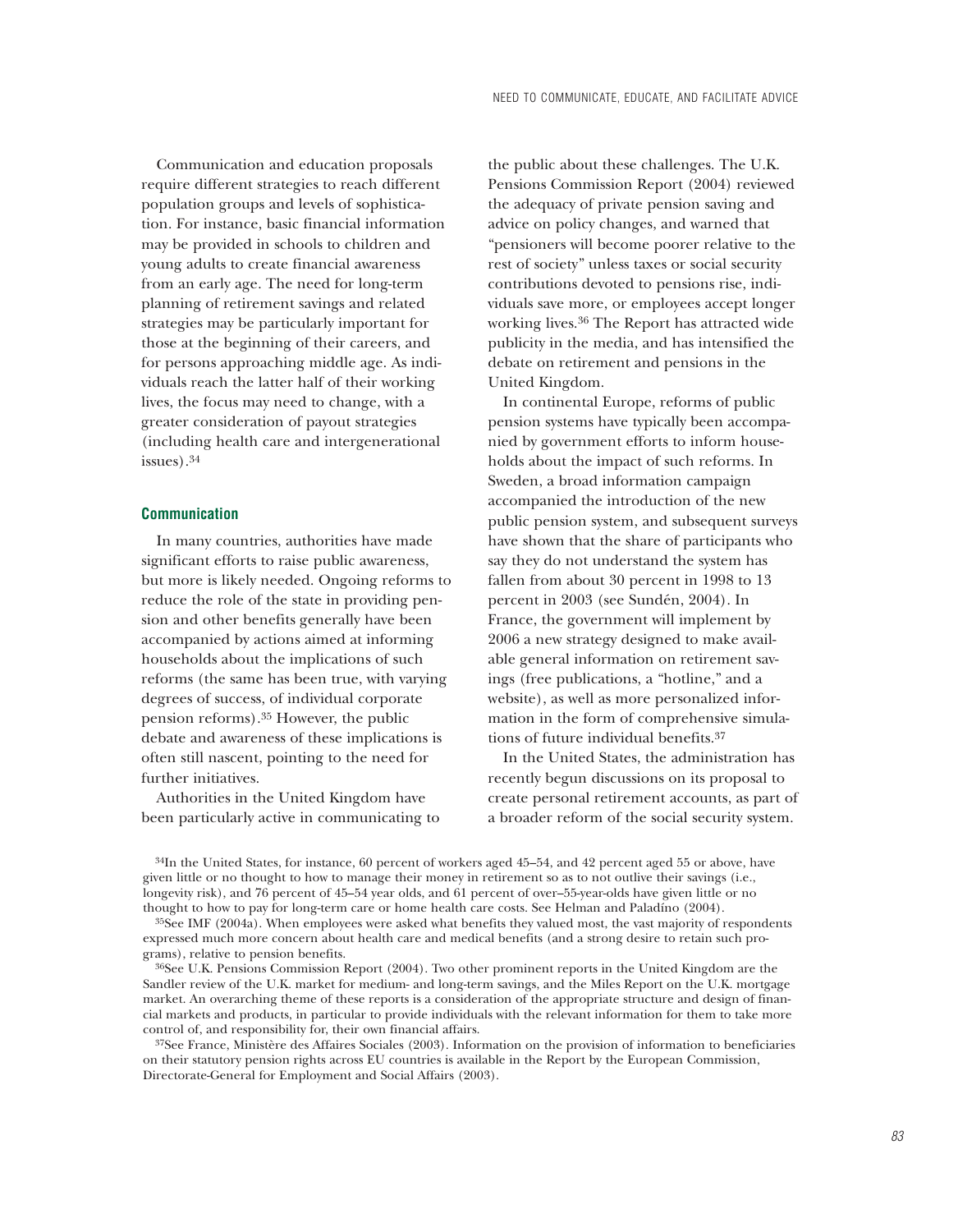Communication and education proposals require different strategies to reach different population groups and levels of sophistication. For instance, basic financial information may be provided in schools to children and young adults to create financial awareness from an early age. The need for long-term planning of retirement savings and related strategies may be particularly important for those at the beginning of their careers, and for persons approaching middle age. As individuals reach the latter half of their working lives, the focus may need to change, with a greater consideration of payout strategies (including health care and intergenerational issues).[34]

### Communication

In many countries, authorities have made significant efforts to raise public awareness, but more is likely needed. Ongoing reforms to reduce the role of the state in providing pension and other benefits generally have been accompanied by actions aimed at informing households about the implications of such reforms (the same has been true, with varying degrees of success, of individual corporate pension reforms).[35] However, the public debate and awareness of these implications is often still nascent, pointing to the need for further initiatives.

Authorities in the United Kingdom have been particularly active in communicating to the public about these challenges. The U.K. Pensions Commission Report (2004) reviewed the adequacy of private pension saving and advice on policy changes, and warned that "pensioners will become poorer relative to the rest of society" unless taxes or social security contributions devoted to pensions rise, individuals save more, or employees accept longer working lives.[36] The Report has attracted wide publicity in the media, and has intensified the debate on retirement and pensions in the United Kingdom.

In continental Europe, reforms of public pension systems have typically been accompanied by government efforts to inform households about the impact of such reforms. In Sweden, a broad information campaign accompanied the introduction of the new public pension system, and subsequent surveys have shown that the share of participants who say they do not understand the system has fallen from about 30 percent in 1998 to 13 percent in 2003 (see Sundén, 2004). In France, the government will implement by 2006 a new strategy designed to make available general information on retirement savings (free publications, a "hotline," and a website), as well as more personalized information in the form of comprehensive simulations of future individual benefits.[37]

In the United States, the administration has recently begun discussions on its proposal to create personal retirement accounts, as part of a broader reform of the social security system.

[34]In the United States, for instance, 60 percent of workers aged 45–54, and 42 percent aged 55 or above, have given little or no thought to how to manage their money in retirement so as to not outlive their savings (i.e., longevity risk), and 76 percent of 45–54 year olds, and 61 percent of over–55-year-olds have given little or no thought to how to pay for long-term care or home health care costs. See Helman and Paladíno (2004).

[35]See IMF (2004a). When employees were asked what benefits they valued most, the vast majority of respondents expressed much more concern about health care and medical benefits (and a strong desire to retain such programs), relative to pension benefits.

[36]See U.K. Pensions Commission Report (2004). Two other prominent reports in the United Kingdom are the Sandler review of the U.K. market for medium- and long-term savings, and the Miles Report on the U.K. mortgage market. An overarching theme of these reports is a consideration of the appropriate structure and design of financial markets and products, in particular to provide individuals with the relevant information for them to take more control of, and responsibility for, their own financial affairs.

[37]See France, Ministère des Affaires Sociales (2003). Information on the provision of information to beneficiaries on their statutory pension rights across EU countries is available in the Report by the European Commission, Directorate-General for Employment and Social Affairs (2003).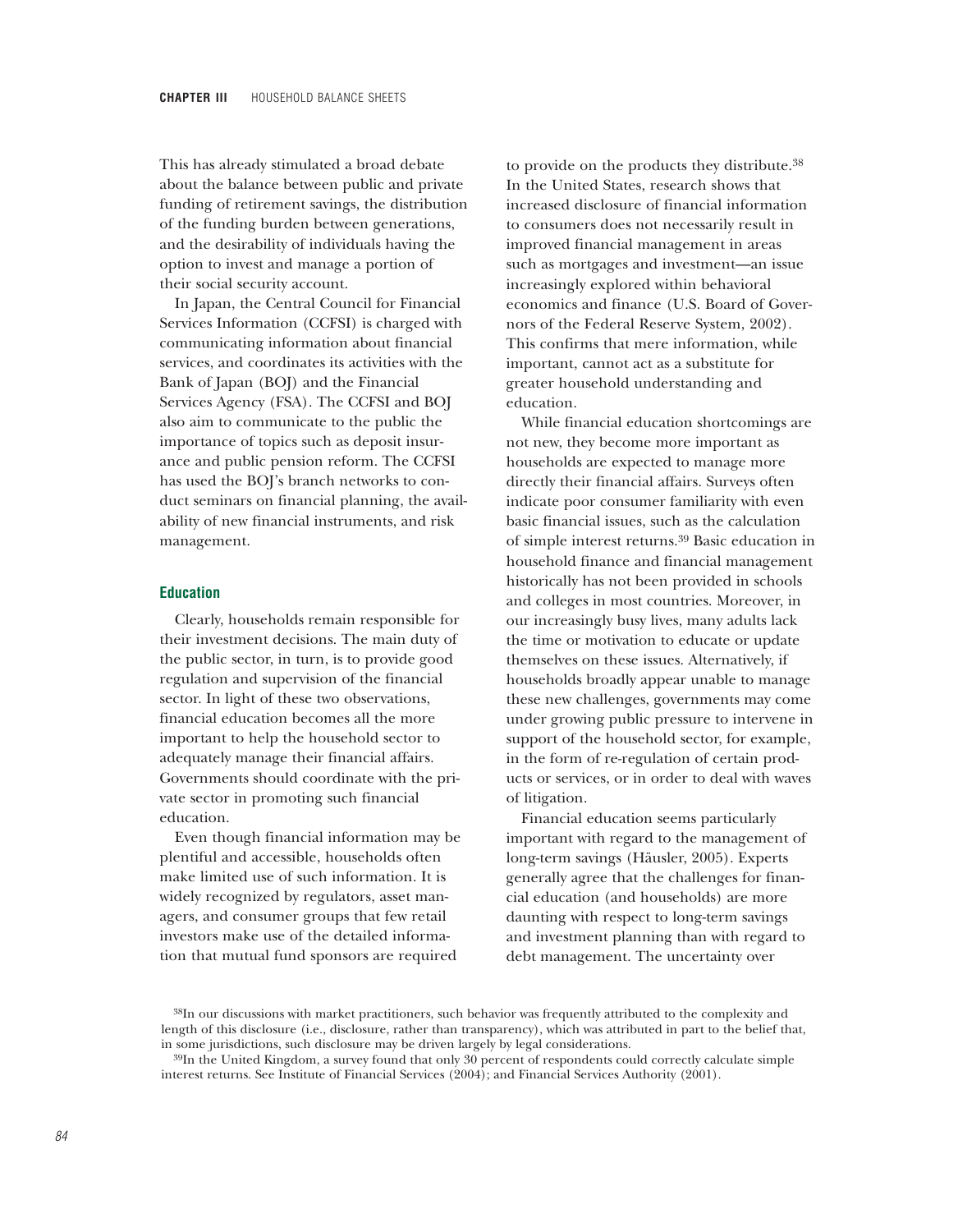This has already stimulated a broad debate about the balance between public and private funding of retirement savings, the distribution of the funding burden between generations, and the desirability of individuals having the option to invest and manage a portion of their social security account.

In Japan, the Central Council for Financial Services Information (CCFSI) is charged with communicating information about financial services, and coordinates its activities with the Bank of Japan (BOJ) and the Financial Services Agency (FSA). The CCFSI and BOJ also aim to communicate to the public the importance of topics such as deposit insurance and public pension reform. The CCFSI has used the BOJ's branch networks to conduct seminars on financial planning, the availability of new financial instruments, and risk management.

### Education

Clearly, households remain responsible for their investment decisions. The main duty of the public sector, in turn, is to provide good regulation and supervision of the financial sector. In light of these two observations, financial education becomes all the more important to help the household sector to adequately manage their financial affairs. Governments should coordinate with the private sector in promoting such financial education.

Even though financial information may be plentiful and accessible, households often make limited use of such information. It is widely recognized by regulators, asset managers, and consumer groups that few retail investors make use of the detailed information that mutual fund sponsors are required to provide on the products they distribute.[38] In the United States, research shows that increased disclosure of financial information to consumers does not necessarily result in improved financial management in areas such as mortgages and investment—an issue increasingly explored within behavioral economics and finance (U.S. Board of Governors of the Federal Reserve System, 2002). This confirms that mere information, while important, cannot act as a substitute for greater household understanding and education.

While financial education shortcomings are not new, they become more important as households are expected to manage more directly their financial affairs. Surveys often indicate poor consumer familiarity with even basic financial issues, such as the calculation of simple interest returns.[39] Basic education in household finance and financial management historically has not been provided in schools and colleges in most countries. Moreover, in our increasingly busy lives, many adults lack the time or motivation to educate or update themselves on these issues. Alternatively, if households broadly appear unable to manage these new challenges, governments may come under growing public pressure to intervene in support of the household sector, for example, in the form of re-regulation of certain products or services, or in order to deal with waves of litigation.

Financial education seems particularly important with regard to the management of long-term savings (Häusler, 2005). Experts generally agree that the challenges for financial education (and households) are more daunting with respect to long-term savings and investment planning than with regard to debt management. The uncertainty over

[38]In our discussions with market practitioners, such behavior was frequently attributed to the complexity and length of this disclosure (i.e., disclosure, rather than transparency), which was attributed in part to the belief that, in some jurisdictions, such disclosure may be driven largely by legal considerations.

[39]In the United Kingdom, a survey found that only 30 percent of respondents could correctly calculate simple interest returns. See Institute of Financial Services (2004); and Financial Services Authority (2001).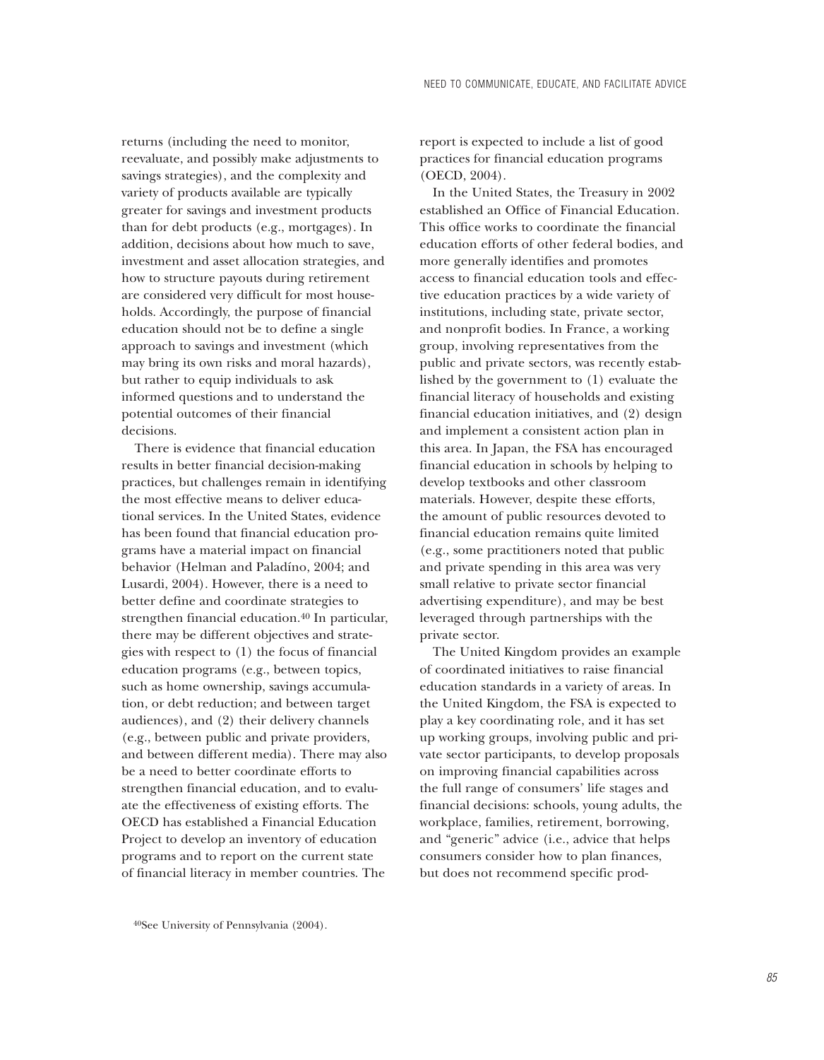returns (including the need to monitor, reevaluate, and possibly make adjustments to savings strategies), and the complexity and variety of products available are typically greater for savings and investment products than for debt products (e.g., mortgages). In addition, decisions about how much to save, investment and asset allocation strategies, and how to structure payouts during retirement are considered very difficult for most households. Accordingly, the purpose of financial education should not be to define a single approach to savings and investment (which may bring its own risks and moral hazards), but rather to equip individuals to ask informed questions and to understand the potential outcomes of their financial decisions.

There is evidence that financial education results in better financial decision-making practices, but challenges remain in identifying the most effective means to deliver educational services. In the United States, evidence has been found that financial education programs have a material impact on financial behavior (Helman and Paladíno, 2004; and Lusardi, 2004). However, there is a need to better define and coordinate strategies to strengthen financial education.[40] In particular, there may be different objectives and strategies with respect to (1) the focus of financial education programs (e.g., between topics, such as home ownership, savings accumulation, or debt reduction; and between target audiences), and (2) their delivery channels (e.g., between public and private providers, and between different media). There may also be a need to better coordinate efforts to strengthen financial education, and to evaluate the effectiveness of existing efforts. The OECD has established a Financial Education Project to develop an inventory of education programs and to report on the current state of financial literacy in member countries. The report is expected to include a list of good practices for financial education programs (OECD, 2004).

In the United States, the Treasury in 2002 established an Office of Financial Education. This office works to coordinate the financial education efforts of other federal bodies, and more generally identifies and promotes access to financial education tools and effective education practices by a wide variety of institutions, including state, private sector, and nonprofit bodies. In France, a working group, involving representatives from the public and private sectors, was recently established by the government to (1) evaluate the financial literacy of households and existing financial education initiatives, and (2) design and implement a consistent action plan in this area. In Japan, the FSA has encouraged financial education in schools by helping to develop textbooks and other classroom materials. However, despite these efforts, the amount of public resources devoted to financial education remains quite limited (e.g., some practitioners noted that public and private spending in this area was very small relative to private sector financial advertising expenditure), and may be best leveraged through partnerships with the private sector.

The United Kingdom provides an example of coordinated initiatives to raise financial education standards in a variety of areas. In the United Kingdom, the FSA is expected to play a key coordinating role, and it has set up working groups, involving public and private sector participants, to develop proposals on improving financial capabilities across the full range of consumers' life stages and financial decisions: schools, young adults, the workplace, families, retirement, borrowing, and "generic" advice (i.e., advice that helps consumers consider how to plan finances, but does not recommend specific prod-

[40] See University of Pennsylvania (2004).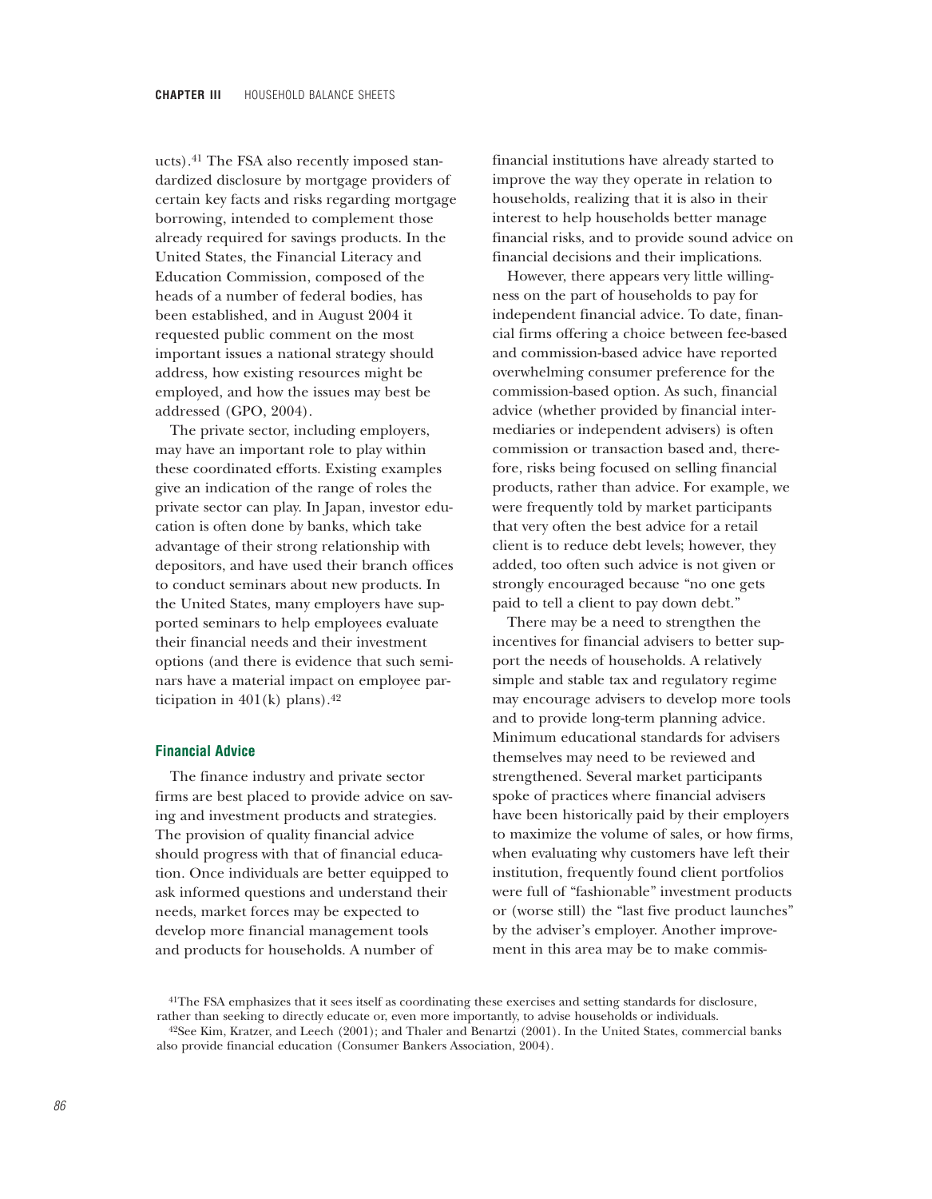ucts).[41] The FSA also recently imposed standardized disclosure by mortgage providers of certain key facts and risks regarding mortgage borrowing, intended to complement those already required for savings products. In the United States, the Financial Literacy and Education Commission, composed of the heads of a number of federal bodies, has been established, and in August 2004 it requested public comment on the most important issues a national strategy should address, how existing resources might be employed, and how the issues may best be addressed (GPO, 2004).

The private sector, including employers, may have an important role to play within these coordinated efforts. Existing examples give an indication of the range of roles the private sector can play. In Japan, investor education is often done by banks, which take advantage of their strong relationship with depositors, and have used their branch offices to conduct seminars about new products. In the United States, many employers have supported seminars to help employees evaluate their financial needs and their investment options (and there is evidence that such seminars have a material impact on employee participation in 401(k) plans).[42]

### Financial Advice

The finance industry and private sector firms are best placed to provide advice on saving and investment products and strategies. The provision of quality financial advice should progress with that of financial education. Once individuals are better equipped to ask informed questions and understand their needs, market forces may be expected to develop more financial management tools and products for households. A number of financial institutions have already started to improve the way they operate in relation to households, realizing that it is also in their interest to help households better manage financial risks, and to provide sound advice on financial decisions and their implications.

However, there appears very little willingness on the part of households to pay for independent financial advice. To date, financial firms offering a choice between fee-based and commission-based advice have reported overwhelming consumer preference for the commission-based option. As such, financial advice (whether provided by financial intermediaries or independent advisers) is often commission or transaction based and, therefore, risks being focused on selling financial products, rather than advice. For example, we were frequently told by market participants that very often the best advice for a retail client is to reduce debt levels; however, they added, too often such advice is not given or strongly encouraged because "no one gets paid to tell a client to pay down debt."

There may be a need to strengthen the incentives for financial advisers to better support the needs of households. A relatively simple and stable tax and regulatory regime may encourage advisers to develop more tools and to provide long-term planning advice. Minimum educational standards for advisers themselves may need to be reviewed and strengthened. Several market participants spoke of practices where financial advisers have been historically paid by their employers to maximize the volume of sales, or how firms, when evaluating why customers have left their institution, frequently found client portfolios were full of "fashionable" investment products or (worse still) the "last five product launches" by the adviser's employer. Another improvement in this area may be to make commis-

[41]The FSA emphasizes that it sees itself as coordinating these exercises and setting standards for disclosure, rather than seeking to directly educate or, even more importantly, to advise households or individuals.

[42]See Kim, Kratzer, and Leech (2001); and Thaler and Benartzi (2001). In the United States, commercial banks also provide financial education (Consumer Bankers Association, 2004).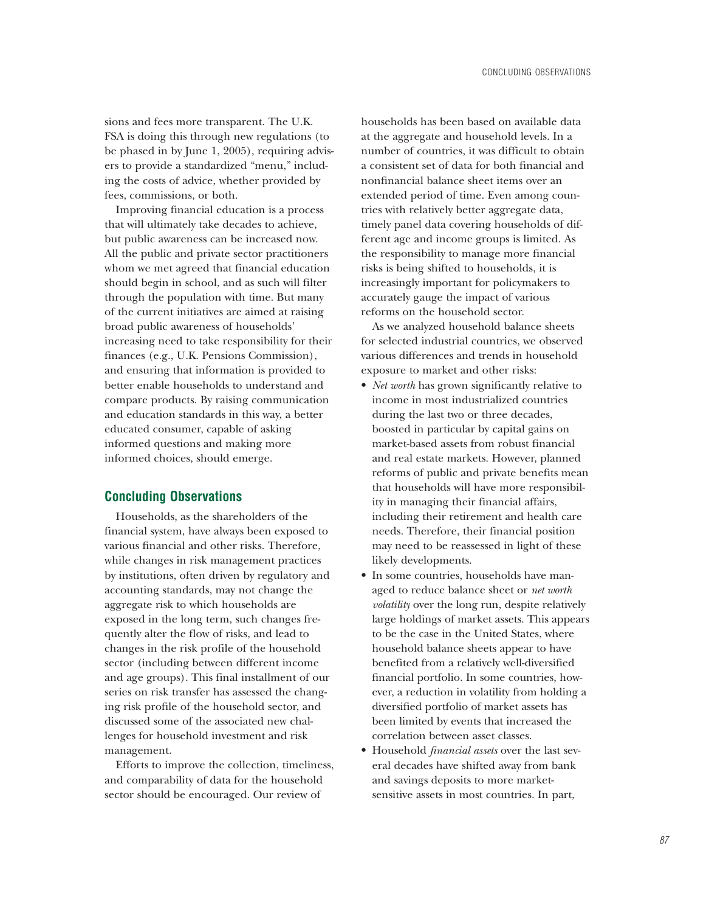sions and fees more transparent. The U.K. FSA is doing this through new regulations (to be phased in by June 1, 2005), requiring advisers to provide a standardized "menu," including the costs of advice, whether provided by fees, commissions, or both.

Improving financial education is a process that will ultimately take decades to achieve, but public awareness can be increased now. All the public and private sector practitioners whom we met agreed that financial education should begin in school, and as such will filter through the population with time. But many of the current initiatives are aimed at raising broad public awareness of households' increasing need to take responsibility for their finances (e.g., U.K. Pensions Commission), and ensuring that information is provided to better enable households to understand and compare products. By raising communication and education standards in this way, a better educated consumer, capable of asking informed questions and making more informed choices, should emerge.

## Concluding Observations

Households, as the shareholders of the financial system, have always been exposed to various financial and other risks. Therefore, while changes in risk management practices by institutions, often driven by regulatory and accounting standards, may not change the aggregate risk to which households are exposed in the long term, such changes frequently alter the flow of risks, and lead to changes in the risk profile of the household sector (including between different income and age groups). This final installment of our series on risk transfer has assessed the changing risk profile of the household sector, and discussed some of the associated new challenges for household investment and risk management.

Efforts to improve the collection, timeliness, and comparability of data for the household sector should be encouraged. Our review of households has been based on available data at the aggregate and household levels. In a number of countries, it was difficult to obtain a consistent set of data for both financial and nonfinancial balance sheet items over an extended period of time. Even among countries with relatively better aggregate data, timely panel data covering households of different age and income groups is limited. As the responsibility to manage more financial risks is being shifted to households, it is increasingly important for policymakers to accurately gauge the impact of various reforms on the household sector.

As we analyzed household balance sheets for selected industrial countries, we observed various differences and trends in household exposure to market and other risks:

- *Net worth* has grown significantly relative to income in most industrialized countries during the last two or three decades, boosted in particular by capital gains on market-based assets from robust financial and real estate markets. However, planned reforms of public and private benefits mean that households will have more responsibility in managing their financial affairs, including their retirement and health care needs. Therefore, their financial position may need to be reassessed in light of these likely developments.
- In some countries, households have managed to reduce balance sheet or *net worth volatility* over the long run, despite relatively large holdings of market assets. This appears to be the case in the United States, where household balance sheets appear to have benefited from a relatively well-diversified financial portfolio. In some countries, however, a reduction in volatility from holding a diversified portfolio of market assets has been limited by events that increased the correlation between asset classes.
- Household *financial assets* over the last several decades have shifted away from bank and savings deposits to more market-sensitive assets in most countries. In part,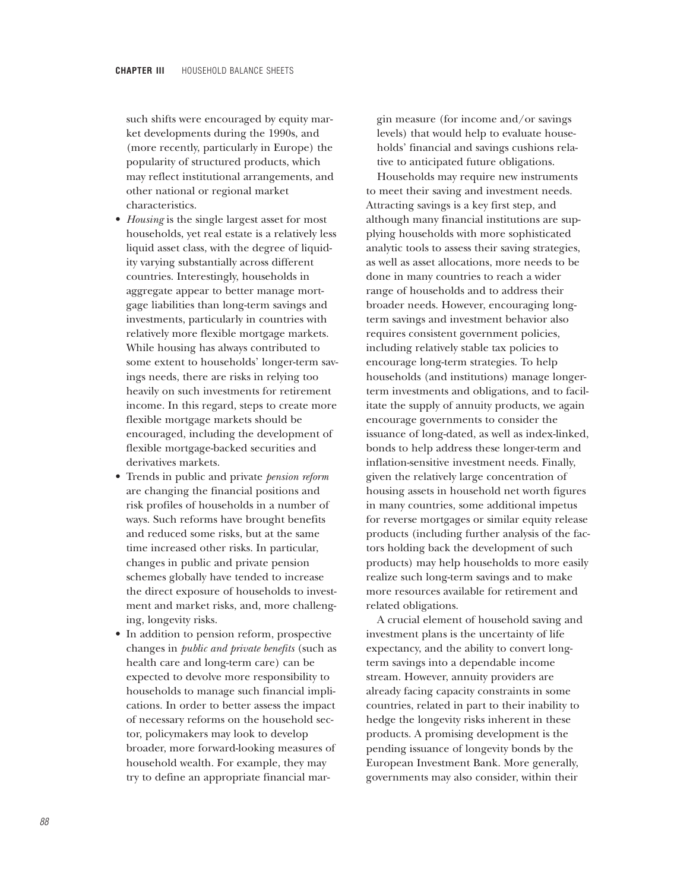such shifts were encouraged by equity market developments during the 1990s, and (more recently, particularly in Europe) the popularity of structured products, which may reflect institutional arrangements, and other national or regional market characteristics.

- *Housing* is the single largest asset for most households, yet real estate is a relatively less liquid asset class, with the degree of liquidity varying substantially across different countries. Interestingly, households in aggregate appear to better manage mortgage liabilities than long-term savings and investments, particularly in countries with relatively more flexible mortgage markets. While housing has always contributed to some extent to households' longer-term savings needs, there are risks in relying too heavily on such investments for retirement income. In this regard, steps to create more flexible mortgage markets should be encouraged, including the development of flexible mortgage-backed securities and derivatives markets.
- Trends in public and private *pension reform* are changing the financial positions and risk profiles of households in a number of ways. Such reforms have brought benefits and reduced some risks, but at the same time increased other risks. In particular, changes in public and private pension schemes globally have tended to increase the direct exposure of households to investment and market risks, and, more challenging, longevity risks.
- In addition to pension reform, prospective changes in *public and private benefits* (such as health care and long-term care) can be expected to devolve more responsibility to households to manage such financial implications. In order to better assess the impact of necessary reforms on the household sector, policymakers may look to develop broader, more forward-looking measures of household wealth. For example, they may try to define an appropriate financial margin measure (for income and/or savings levels) that would help to evaluate households' financial and savings cushions relative to anticipated future obligations.

Households may require new instruments to meet their saving and investment needs. Attracting savings is a key first step, and although many financial institutions are supplying households with more sophisticated analytic tools to assess their saving strategies, as well as asset allocations, more needs to be done in many countries to reach a wider range of households and to address their broader needs. However, encouraging long-term savings and investment behavior also requires consistent government policies, including relatively stable tax policies to encourage long-term strategies. To help households (and institutions) manage longer-term investments and obligations, and to facilitate the supply of annuity products, we again encourage governments to consider the issuance of long-dated, as well as index-linked, bonds to help address these longer-term and inflation-sensitive investment needs. Finally, given the relatively large concentration of housing assets in household net worth figures in many countries, some additional impetus for reverse mortgages or similar equity release products (including further analysis of the factors holding back the development of such products) may help households to more easily realize such long-term savings and to make more resources available for retirement and related obligations.

A crucial element of household saving and investment plans is the uncertainty of life expectancy, and the ability to convert long-term savings into a dependable income stream. However, annuity providers are already facing capacity constraints in some countries, related in part to their inability to hedge the longevity risks inherent in these products. A promising development is the pending issuance of longevity bonds by the European Investment Bank. More generally, governments may also consider, within their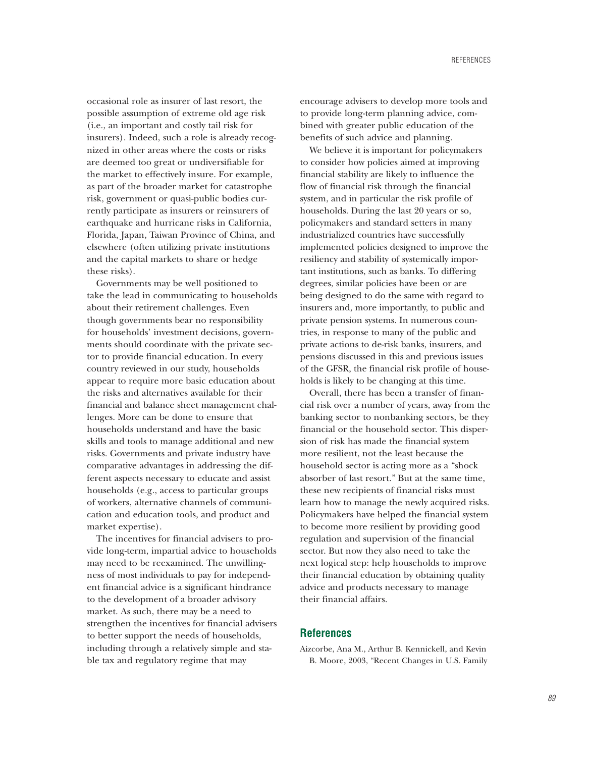occasional role as insurer of last resort, the possible assumption of extreme old age risk (i.e., an important and costly tail risk for insurers). Indeed, such a role is already recognized in other areas where the costs or risks are deemed too great or undiversifiable for the market to effectively insure. For example, as part of the broader market for catastrophe risk, government or quasi-public bodies currently participate as insurers or reinsurers of earthquake and hurricane risks in California, Florida, Japan, Taiwan Province of China, and elsewhere (often utilizing private institutions and the capital markets to share or hedge these risks).

Governments may be well positioned to take the lead in communicating to households about their retirement challenges. Even though governments bear no responsibility for households' investment decisions, governments should coordinate with the private sector to provide financial education. In every country reviewed in our study, households appear to require more basic education about the risks and alternatives available for their financial and balance sheet management challenges. More can be done to ensure that households understand and have the basic skills and tools to manage additional and new risks. Governments and private industry have comparative advantages in addressing the different aspects necessary to educate and assist households (e.g., access to particular groups of workers, alternative channels of communication and education tools, and product and market expertise).

The incentives for financial advisers to provide long-term, impartial advice to households may need to be reexamined. The unwillingness of most individuals to pay for independent financial advice is a significant hindrance to the development of a broader advisory market. As such, there may be a need to strengthen the incentives for financial advisers to better support the needs of households, including through a relatively simple and stable tax and regulatory regime that may encourage advisers to develop more tools and to provide long-term planning advice, combined with greater public education of the benefits of such advice and planning.

We believe it is important for policymakers to consider how policies aimed at improving financial stability are likely to influence the flow of financial risk through the financial system, and in particular the risk profile of households. During the last 20 years or so, policymakers and standard setters in many industrialized countries have successfully implemented policies designed to improve the resiliency and stability of systemically important institutions, such as banks. To differing degrees, similar policies have been or are being designed to do the same with regard to insurers and, more importantly, to public and private pension systems. In numerous countries, in response to many of the public and private actions to de-risk banks, insurers, and pensions discussed in this and previous issues of the GFSR, the financial risk profile of households is likely to be changing at this time.

Overall, there has been a transfer of financial risk over a number of years, away from the banking sector to nonbanking sectors, be they financial or the household sector. This dispersion of risk has made the financial system more resilient, not the least because the household sector is acting more as a "shock absorber of last resort." But at the same time, these new recipients of financial risks must learn how to manage the newly acquired risks. Policymakers have helped the financial system to become more resilient by providing good regulation and supervision of the financial sector. But now they also need to take the next logical step: help households to improve their financial education by obtaining quality advice and products necessary to manage their financial affairs.

## References

Aizcorbe, Ana M., Arthur B. Kennickell, and Kevin B. Moore, 2003, "Recent Changes in U.S. Family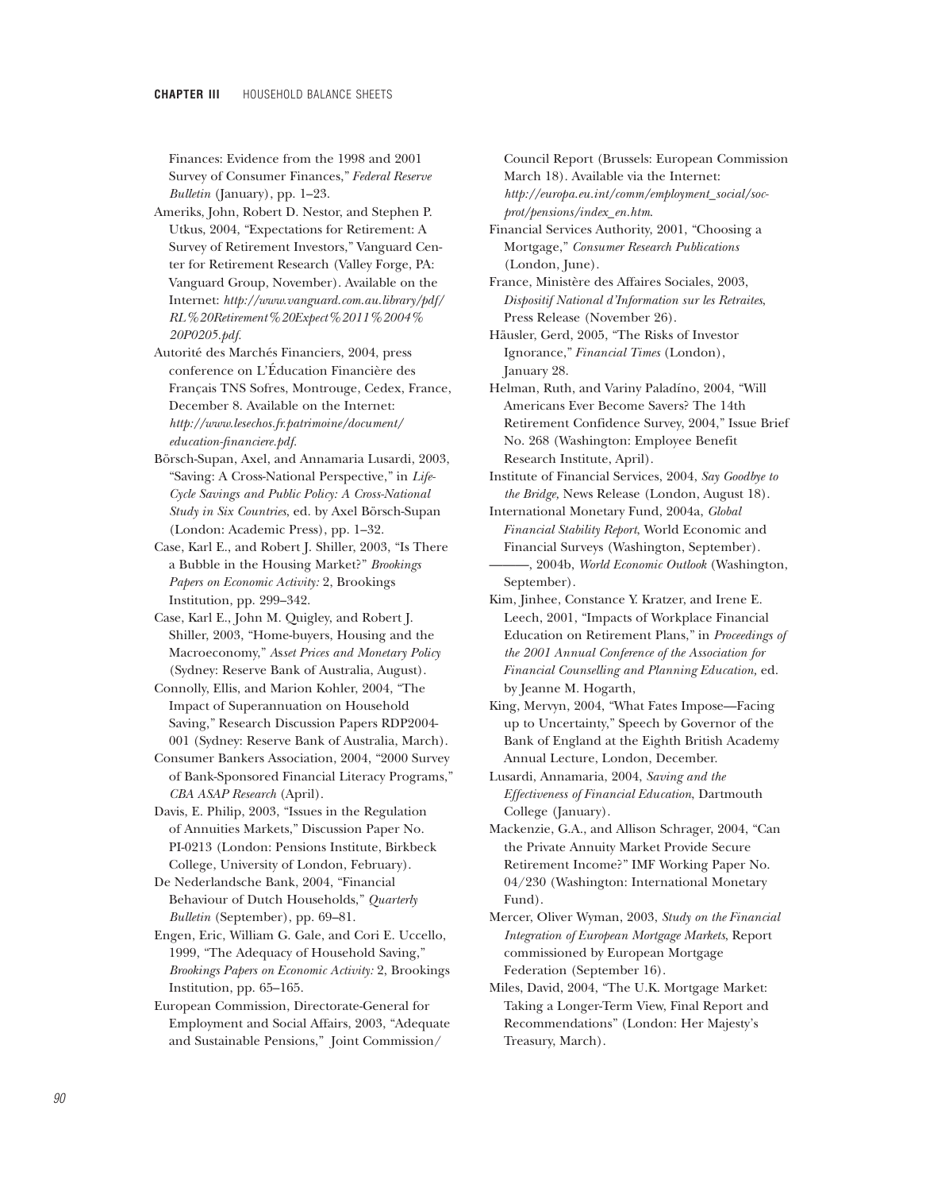Finances: Evidence from the 1998 and 2001 Survey of Consumer Finances," *Federal Reserve Bulletin* (January), pp. 1–23.

Ameriks, John, Robert D. Nestor, and Stephen P. Utkus, 2004, "Expectations for Retirement: A Survey of Retirement Investors," Vanguard Center for Retirement Research (Valley Forge, PA: Vanguard Group, November). Available on the Internet: *http://www.vanguard.com.au.library/pdf/RL%20Retirement%20Expect%2011%2004%20P0205.pdf*.

Autorité des Marchés Financiers, 2004, press conference on L'Éducation Financière des Français TNS Sofres, Montrouge, Cedex, France, December 8. Available on the Internet: *http://www.lesechos.fr.patrimoine/document/education-financiere.pdf*.

Börsch-Supan, Axel, and Annamaria Lusardi, 2003, "Saving: A Cross-National Perspective," in *Life-Cycle Savings and Public Policy: A Cross-National Study in Six Countries*, ed. by Axel Börsch-Supan (London: Academic Press), pp. 1–32.

Case, Karl E., and Robert J. Shiller, 2003, "Is There a Bubble in the Housing Market?" *Brookings Papers on Economic Activity:* 2, Brookings Institution, pp. 299–342.

Case, Karl E., John M. Quigley, and Robert J. Shiller, 2003, "Home-buyers, Housing and the Macroeconomy," *Asset Prices and Monetary Policy* (Sydney: Reserve Bank of Australia, August).

Connolly, Ellis, and Marion Kohler, 2004, "The Impact of Superannuation on Household Saving," Research Discussion Papers RDP2004-001 (Sydney: Reserve Bank of Australia, March).

Consumer Bankers Association, 2004, "2000 Survey of Bank-Sponsored Financial Literacy Programs," *CBA ASAP Research* (April).

Davis, E. Philip, 2003, "Issues in the Regulation of Annuities Markets," Discussion Paper No. PI-0213 (London: Pensions Institute, Birkbeck College, University of London, February).

De Nederlandsche Bank, 2004, "Financial Behaviour of Dutch Households," *Quarterly Bulletin* (September), pp. 69–81.

Engen, Eric, William G. Gale, and Cori E. Uccello, 1999, "The Adequacy of Household Saving," *Brookings Papers on Economic Activity:* 2, Brookings Institution, pp. 65–165.

European Commission, Directorate-General for Employment and Social Affairs, 2003, "Adequate and Sustainable Pensions," Joint Commission/Council Report (Brussels: European Commission March 18). Available via the Internet: *http://europa.eu.int/comm/employment_social/soc-prot/pensions/index_en.htm*.

Financial Services Authority, 2001, "Choosing a Mortgage," *Consumer Research Publications* (London, June).

France, Ministère des Affaires Sociales, 2003, *Dispositif National d'Information sur les Retraites*, Press Release (November 26).

Häusler, Gerd, 2005, "The Risks of Investor Ignorance," *Financial Times* (London), January 28.

Helman, Ruth, and Variny Paladíno, 2004, "Will Americans Ever Become Savers? The 14th Retirement Confidence Survey, 2004," Issue Brief No. 268 (Washington: Employee Benefit Research Institute, April).

Institute of Financial Services, 2004, *Say Goodbye to the Bridge*, News Release (London, August 18).

International Monetary Fund, 2004a, *Global Financial Stability Report*, World Economic and Financial Surveys (Washington, September).

———, 2004b, *World Economic Outlook* (Washington, September).

Kim, Jinhee, Constance Y. Kratzer, and Irene E. Leech, 2001, "Impacts of Workplace Financial Education on Retirement Plans," in *Proceedings of the 2001 Annual Conference of the Association for Financial Counselling and Planning Education,* ed. by Jeanne M. Hogarth,

King, Mervyn, 2004, "What Fates Impose—Facing up to Uncertainty," Speech by Governor of the Bank of England at the Eighth British Academy Annual Lecture, London, December.

Lusardi, Annamaria, 2004, *Saving and the Effectiveness of Financial Education*, Dartmouth College (January).

Mackenzie, G.A., and Allison Schrager, 2004, "Can the Private Annuity Market Provide Secure Retirement Income?" IMF Working Paper No. 04/230 (Washington: International Monetary Fund).

Mercer, Oliver Wyman, 2003, *Study on the Financial Integration of European Mortgage Markets*, Report commissioned by European Mortgage Federation (September 16).

Miles, David, 2004, "The U.K. Mortgage Market: Taking a Longer-Term View, Final Report and Recommendations" (London: Her Majesty's Treasury, March).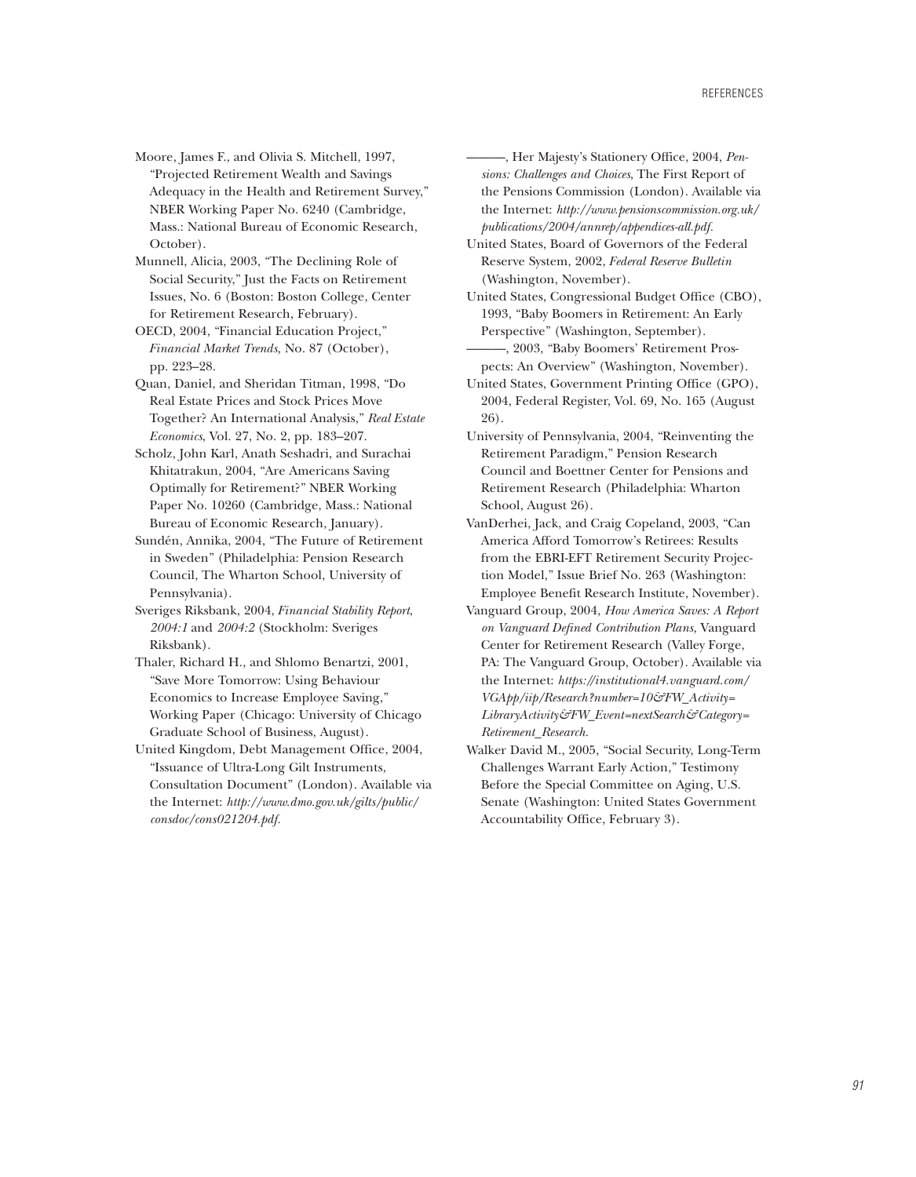Moore, James F., and Olivia S. Mitchell, 1997, "Projected Retirement Wealth and Savings Adequacy in the Health and Retirement Survey," NBER Working Paper No. 6240 (Cambridge, Mass.: National Bureau of Economic Research, October).

Munnell, Alicia, 2003, "The Declining Role of Social Security," Just the Facts on Retirement Issues, No. 6 (Boston: Boston College, Center for Retirement Research, February).

OECD, 2004, "Financial Education Project," *Financial Market Trends,* No. 87 (October), pp. 223–28.

Quan, Daniel, and Sheridan Titman, 1998, "Do Real Estate Prices and Stock Prices Move Together? An International Analysis," *Real Estate Economics*, Vol. 27, No. 2, pp. 183–207.

Scholz, John Karl, Anath Seshadri, and Surachai Khitatrakun, 2004, "Are Americans Saving Optimally for Retirement?" NBER Working Paper No. 10260 (Cambridge, Mass.: National Bureau of Economic Research, January).

Sundén, Annika, 2004, "The Future of Retirement in Sweden" (Philadelphia: Pension Research Council, The Wharton School, University of Pennsylvania).

Sveriges Riksbank, 2004, *Financial Stability Report, 2004:1* and *2004:2* (Stockholm: Sveriges Riksbank).

Thaler, Richard H., and Shlomo Benartzi, 2001, "Save More Tomorrow: Using Behaviour Economics to Increase Employee Saving," Working Paper (Chicago: University of Chicago Graduate School of Business, August).

United Kingdom, Debt Management Office, 2004, "Issuance of Ultra-Long Gilt Instruments, Consultation Document" (London). Available via the Internet: *http://www.dmo.gov.uk/gilts/public/consdoc/cons021204.pdf*.

———, Her Majesty's Stationery Office, 2004, *Pensions: Challenges and Choices*, The First Report of the Pensions Commission (London). Available via the Internet: *http://www.pensionscommission.org.uk/publications/2004/annrep/appendices-all.pdf*.

United States, Board of Governors of the Federal Reserve System, 2002, *Federal Reserve Bulletin* (Washington, November).

United States, Congressional Budget Office (CBO), 1993, "Baby Boomers in Retirement: An Early Perspective" (Washington, September).

———, 2003, "Baby Boomers' Retirement Prospects: An Overview" (Washington, November).

United States, Government Printing Office (GPO), 2004, Federal Register, Vol. 69, No. 165 (August 26).

University of Pennsylvania, 2004, "Reinventing the Retirement Paradigm," Pension Research Council and Boettner Center for Pensions and Retirement Research (Philadelphia: Wharton School, August 26).

VanDerhei, Jack, and Craig Copeland, 2003, "Can America Afford Tomorrow's Retirees: Results from the EBRI-EFT Retirement Security Projection Model," Issue Brief No. 263 (Washington: Employee Benefit Research Institute, November).

Vanguard Group, 2004, *How America Saves: A Report on Vanguard Defined Contribution Plans,* Vanguard Center for Retirement Research (Valley Forge, PA: The Vanguard Group, October). Available via the Internet: *https://institutional4.vanguard.com/VGApp/iip/Research?number=10&FW_Activity=LibraryActivity&FW_Event=nextSearch&Category=Retirement_Research*.

Walker David M., 2005, "Social Security, Long-Term Challenges Warrant Early Action," Testimony Before the Special Committee on Aging, U.S. Senate (Washington: United States Government Accountability Office, February 3).